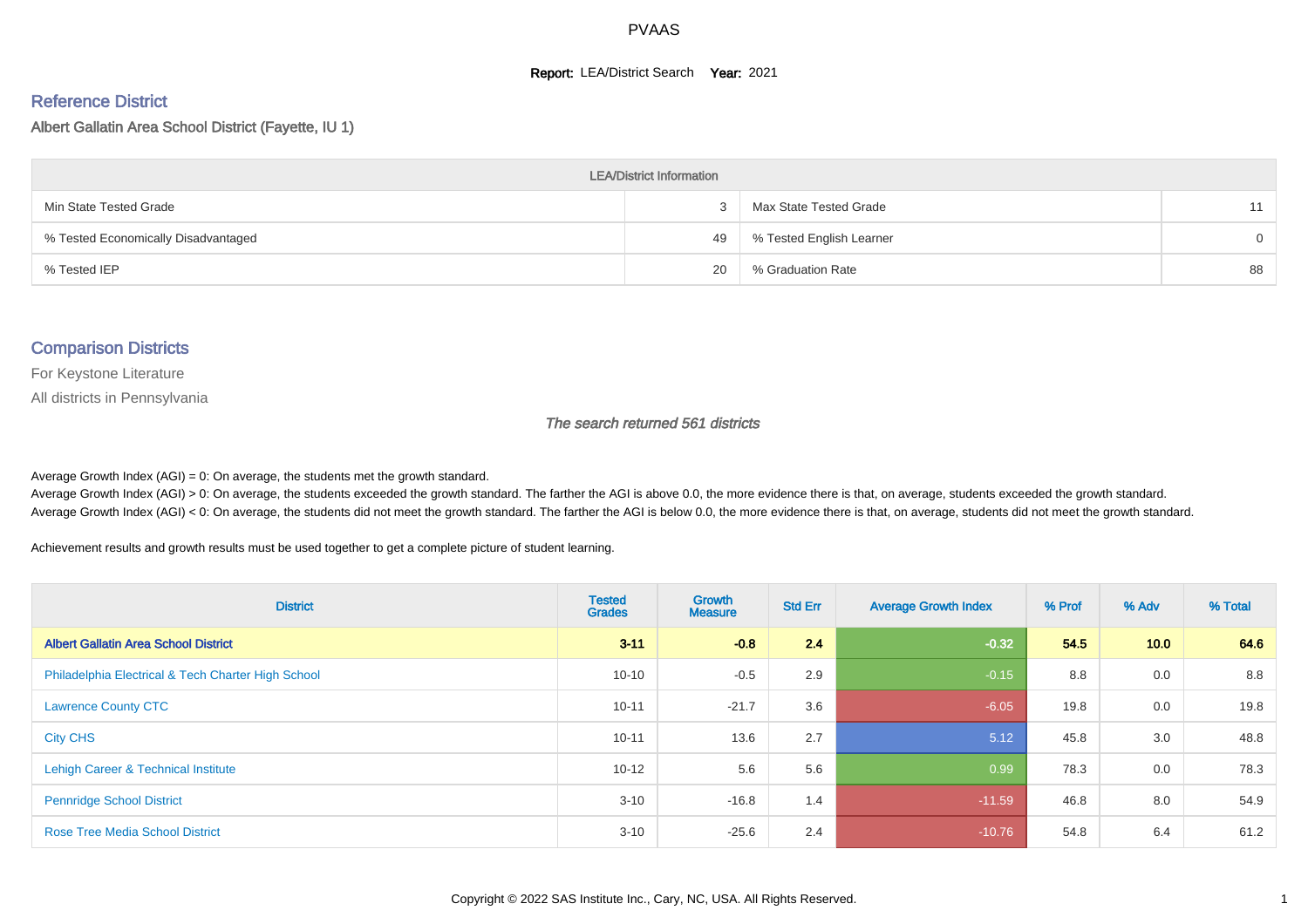# PVAAS

**Report:** LEA/District Search **Year:** 2021

## Reference District

Albert Gallatin Area School District (Fayette, IU 1)

| LEA/District Information | | | |
|---|---|---|---|
| Min State Tested Grade | 3 | Max State Tested Grade | 11 |
| % Tested Economically Disadvantaged | 49 | % Tested English Learner | 0 |
| % Tested IEP | 20 | % Graduation Rate | 88 |

## Comparison Districts

For Keystone Literature

All districts in Pennsylvania

*The search returned 561 districts*

Average Growth Index (AGI) = 0: On average, the students met the growth standard.
Average Growth Index (AGI) > 0: On average, the students exceeded the growth standard. The farther the AGI is above 0.0, the more evidence there is that, on average, students exceeded the growth standard.
Average Growth Index (AGI) < 0: On average, the students did not meet the growth standard. The farther the AGI is below 0.0, the more evidence there is that, on average, students did not meet the growth standard.

Achievement results and growth results must be used together to get a complete picture of student learning.

| District | Tested Grades | Growth Measure | Std Err | Average Growth Index | % Prof | % Adv | % Total |
|---|---|---|---|---|---|---|---|
| **Albert Gallatin Area School District** | **3-11** | **-0.8** | **2.4** | **-0.32** | **54.5** | **10.0** | **64.6** |
| Philadelphia Electrical & Tech Charter High School | 10-10 | -0.5 | 2.9 | -0.15 | 8.8 | 0.0 | 8.8 |
| Lawrence County CTC | 10-11 | -21.7 | 3.6 | -6.05 | 19.8 | 0.0 | 19.8 |
| City CHS | 10-11 | 13.6 | 2.7 | 5.12 | 45.8 | 3.0 | 48.8 |
| Lehigh Career & Technical Institute | 10-12 | 5.6 | 5.6 | 0.99 | 78.3 | 0.0 | 78.3 |
| Pennridge School District | 3-10 | -16.8 | 1.4 | -11.59 | 46.8 | 8.0 | 54.9 |
| Rose Tree Media School District | 3-10 | -25.6 | 2.4 | -10.76 | 54.8 | 6.4 | 61.2 |

Copyright © 2022 SAS Institute Inc., Cary, NC, USA. All Rights Reserved.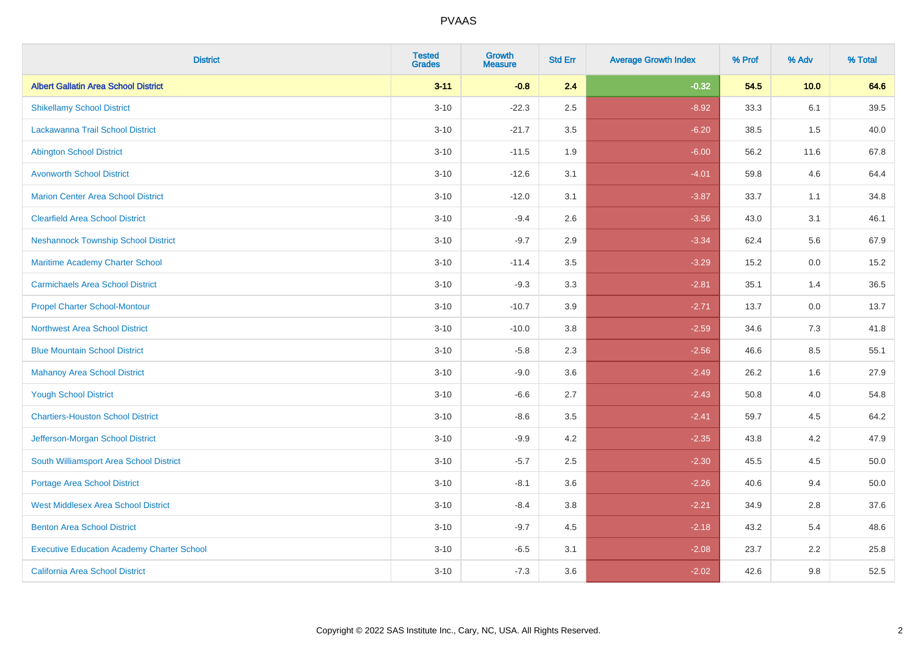| District | Tested Grades | Growth Measure | Std Err | Average Growth Index | % Prof | % Adv | % Total |
|---|---|---|---|---|---|---|---|
| **Albert Gallatin Area School District** | **3-11** | **-0.8** | **2.4** | **-0.32** | **54.5** | **10.0** | **64.6** |
| Shikellamy School District | 3-10 | -22.3 | 2.5 | -8.92 | 33.3 | 6.1 | 39.5 |
| Lackawanna Trail School District | 3-10 | -21.7 | 3.5 | -6.20 | 38.5 | 1.5 | 40.0 |
| Abington School District | 3-10 | -11.5 | 1.9 | -6.00 | 56.2 | 11.6 | 67.8 |
| Avonworth School District | 3-10 | -12.6 | 3.1 | -4.01 | 59.8 | 4.6 | 64.4 |
| Marion Center Area School District | 3-10 | -12.0 | 3.1 | -3.87 | 33.7 | 1.1 | 34.8 |
| Clearfield Area School District | 3-10 | -9.4 | 2.6 | -3.56 | 43.0 | 3.1 | 46.1 |
| Neshannock Township School District | 3-10 | -9.7 | 2.9 | -3.34 | 62.4 | 5.6 | 67.9 |
| Maritime Academy Charter School | 3-10 | -11.4 | 3.5 | -3.29 | 15.2 | 0.0 | 15.2 |
| Carmichaels Area School District | 3-10 | -9.3 | 3.3 | -2.81 | 35.1 | 1.4 | 36.5 |
| Propel Charter School-Montour | 3-10 | -10.7 | 3.9 | -2.71 | 13.7 | 0.0 | 13.7 |
| Northwest Area School District | 3-10 | -10.0 | 3.8 | -2.59 | 34.6 | 7.3 | 41.8 |
| Blue Mountain School District | 3-10 | -5.8 | 2.3 | -2.56 | 46.6 | 8.5 | 55.1 |
| Mahanoy Area School District | 3-10 | -9.0 | 3.6 | -2.49 | 26.2 | 1.6 | 27.9 |
| Yough School District | 3-10 | -6.6 | 2.7 | -2.43 | 50.8 | 4.0 | 54.8 |
| Chartiers-Houston School District | 3-10 | -8.6 | 3.5 | -2.41 | 59.7 | 4.5 | 64.2 |
| Jefferson-Morgan School District | 3-10 | -9.9 | 4.2 | -2.35 | 43.8 | 4.2 | 47.9 |
| South Williamsport Area School District | 3-10 | -5.7 | 2.5 | -2.30 | 45.5 | 4.5 | 50.0 |
| Portage Area School District | 3-10 | -8.1 | 3.6 | -2.26 | 40.6 | 9.4 | 50.0 |
| West Middlesex Area School District | 3-10 | -8.4 | 3.8 | -2.21 | 34.9 | 2.8 | 37.6 |
| Benton Area School District | 3-10 | -9.7 | 4.5 | -2.18 | 43.2 | 5.4 | 48.6 |
| Executive Education Academy Charter School | 3-10 | -6.5 | 3.1 | -2.08 | 23.7 | 2.2 | 25.8 |
| California Area School District | 3-10 | -7.3 | 3.6 | -2.02 | 42.6 | 9.8 | 52.5 |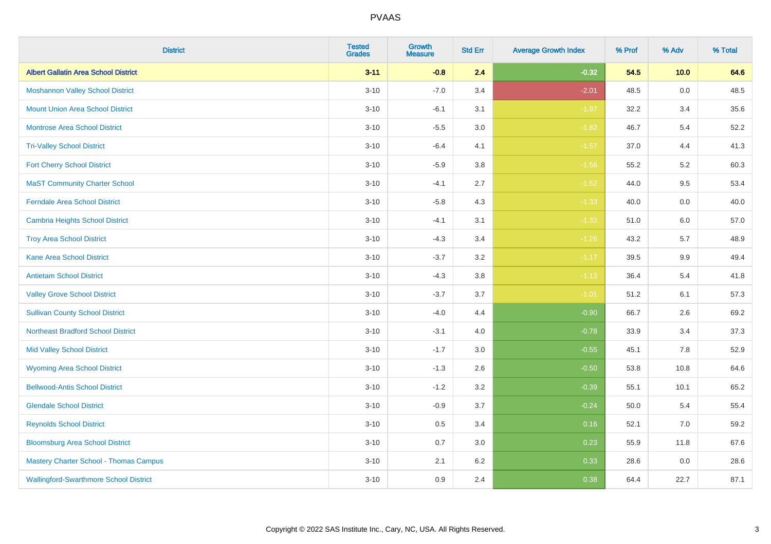# PVAAS

| District | Tested Grades | Growth Measure | Std Err | Average Growth Index | % Prof | % Adv | % Total |
|---|---|---|---|---|---|---|---|
| **Albert Gallatin Area School District** | **3-11** | **-0.8** | **2.4** | **-0.32** | **54.5** | **10.0** | **64.6** |
| Moshannon Valley School District | 3-10 | -7.0 | 3.4 | -2.01 | 48.5 | 0.0 | 48.5 |
| Mount Union Area School District | 3-10 | -6.1 | 3.1 | -1.97 | 32.2 | 3.4 | 35.6 |
| Montrose Area School District | 3-10 | -5.5 | 3.0 | -1.82 | 46.7 | 5.4 | 52.2 |
| Tri-Valley School District | 3-10 | -6.4 | 4.1 | -1.57 | 37.0 | 4.4 | 41.3 |
| Fort Cherry School District | 3-10 | -5.9 | 3.8 | -1.56 | 55.2 | 5.2 | 60.3 |
| MaST Community Charter School | 3-10 | -4.1 | 2.7 | -1.52 | 44.0 | 9.5 | 53.4 |
| Ferndale Area School District | 3-10 | -5.8 | 4.3 | -1.33 | 40.0 | 0.0 | 40.0 |
| Cambria Heights School District | 3-10 | -4.1 | 3.1 | -1.32 | 51.0 | 6.0 | 57.0 |
| Troy Area School District | 3-10 | -4.3 | 3.4 | -1.26 | 43.2 | 5.7 | 48.9 |
| Kane Area School District | 3-10 | -3.7 | 3.2 | -1.17 | 39.5 | 9.9 | 49.4 |
| Antietam School District | 3-10 | -4.3 | 3.8 | -1.13 | 36.4 | 5.4 | 41.8 |
| Valley Grove School District | 3-10 | -3.7 | 3.7 | -1.01 | 51.2 | 6.1 | 57.3 |
| Sullivan County School District | 3-10 | -4.0 | 4.4 | -0.90 | 66.7 | 2.6 | 69.2 |
| Northeast Bradford School District | 3-10 | -3.1 | 4.0 | -0.78 | 33.9 | 3.4 | 37.3 |
| Mid Valley School District | 3-10 | -1.7 | 3.0 | -0.55 | 45.1 | 7.8 | 52.9 |
| Wyoming Area School District | 3-10 | -1.3 | 2.6 | -0.50 | 53.8 | 10.8 | 64.6 |
| Bellwood-Antis School District | 3-10 | -1.2 | 3.2 | -0.39 | 55.1 | 10.1 | 65.2 |
| Glendale School District | 3-10 | -0.9 | 3.7 | -0.24 | 50.0 | 5.4 | 55.4 |
| Reynolds School District | 3-10 | 0.5 | 3.4 | 0.16 | 52.1 | 7.0 | 59.2 |
| Bloomsburg Area School District | 3-10 | 0.7 | 3.0 | 0.23 | 55.9 | 11.8 | 67.6 |
| Mastery Charter School - Thomas Campus | 3-10 | 2.1 | 6.2 | 0.33 | 28.6 | 0.0 | 28.6 |
| Wallingford-Swarthmore School District | 3-10 | 0.9 | 2.4 | 0.38 | 64.4 | 22.7 | 87.1 |

Copyright © 2022 SAS Institute Inc., Cary, NC, USA. All Rights Reserved.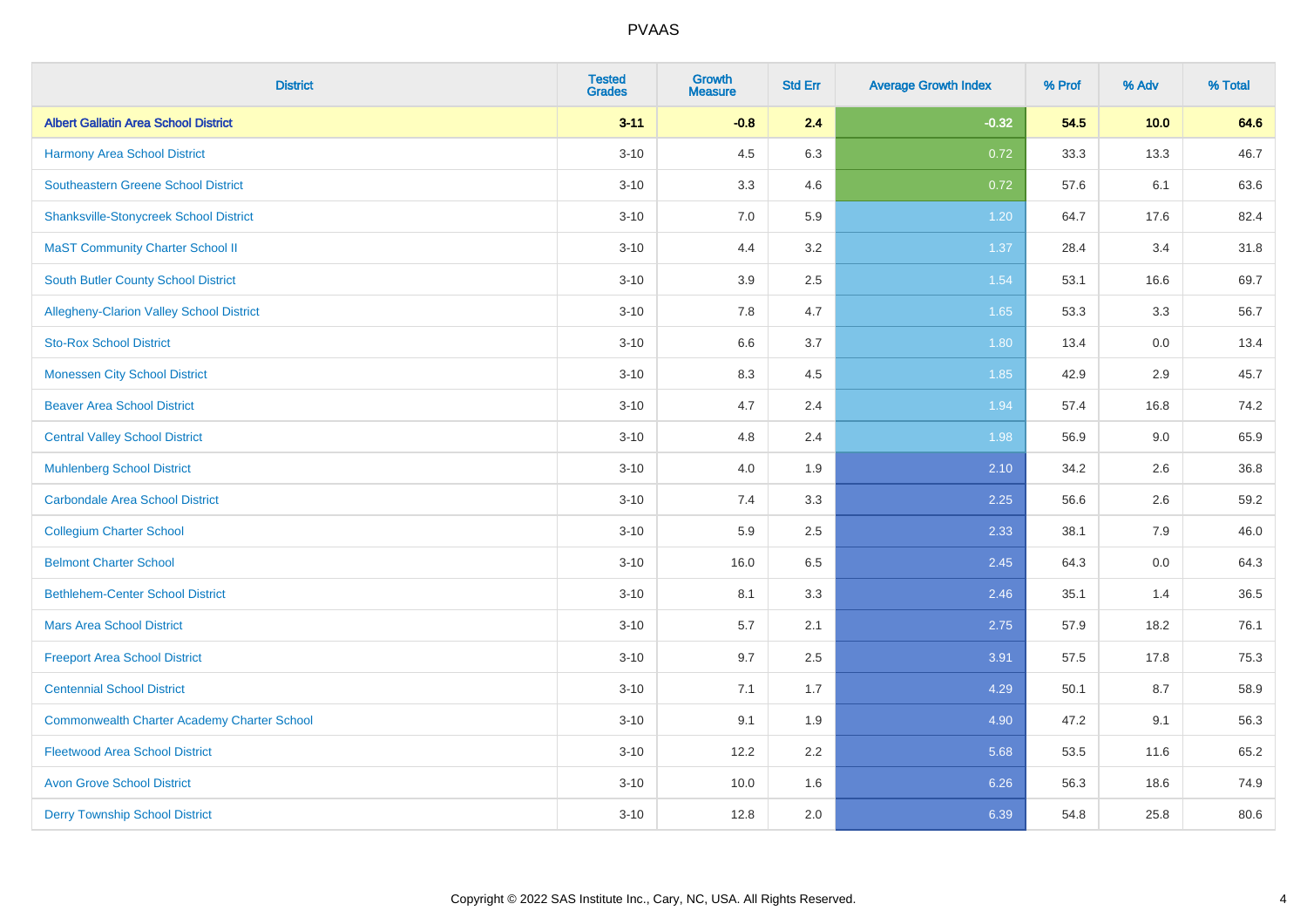# PVAAS

| District | Tested Grades | Growth Measure | Std Err | Average Growth Index | % Prof | % Adv | % Total |
|---|---|---|---|---|---|---|---|
| **Albert Gallatin Area School District** | **3-11** | **-0.8** | **2.4** | **-0.32** | **54.5** | **10.0** | **64.6** |
| Harmony Area School District | 3-10 | 4.5 | 6.3 | 0.72 | 33.3 | 13.3 | 46.7 |
| Southeastern Greene School District | 3-10 | 3.3 | 4.6 | 0.72 | 57.6 | 6.1 | 63.6 |
| Shanksville-Stonycreek School District | 3-10 | 7.0 | 5.9 | 1.20 | 64.7 | 17.6 | 82.4 |
| MaST Community Charter School II | 3-10 | 4.4 | 3.2 | 1.37 | 28.4 | 3.4 | 31.8 |
| South Butler County School District | 3-10 | 3.9 | 2.5 | 1.54 | 53.1 | 16.6 | 69.7 |
| Allegheny-Clarion Valley School District | 3-10 | 7.8 | 4.7 | 1.65 | 53.3 | 3.3 | 56.7 |
| Sto-Rox School District | 3-10 | 6.6 | 3.7 | 1.80 | 13.4 | 0.0 | 13.4 |
| Monessen City School District | 3-10 | 8.3 | 4.5 | 1.85 | 42.9 | 2.9 | 45.7 |
| Beaver Area School District | 3-10 | 4.7 | 2.4 | 1.94 | 57.4 | 16.8 | 74.2 |
| Central Valley School District | 3-10 | 4.8 | 2.4 | 1.98 | 56.9 | 9.0 | 65.9 |
| Muhlenberg School District | 3-10 | 4.0 | 1.9 | 2.10 | 34.2 | 2.6 | 36.8 |
| Carbondale Area School District | 3-10 | 7.4 | 3.3 | 2.25 | 56.6 | 2.6 | 59.2 |
| Collegium Charter School | 3-10 | 5.9 | 2.5 | 2.33 | 38.1 | 7.9 | 46.0 |
| Belmont Charter School | 3-10 | 16.0 | 6.5 | 2.45 | 64.3 | 0.0 | 64.3 |
| Bethlehem-Center School District | 3-10 | 8.1 | 3.3 | 2.46 | 35.1 | 1.4 | 36.5 |
| Mars Area School District | 3-10 | 5.7 | 2.1 | 2.75 | 57.9 | 18.2 | 76.1 |
| Freeport Area School District | 3-10 | 9.7 | 2.5 | 3.91 | 57.5 | 17.8 | 75.3 |
| Centennial School District | 3-10 | 7.1 | 1.7 | 4.29 | 50.1 | 8.7 | 58.9 |
| Commonwealth Charter Academy Charter School | 3-10 | 9.1 | 1.9 | 4.90 | 47.2 | 9.1 | 56.3 |
| Fleetwood Area School District | 3-10 | 12.2 | 2.2 | 5.68 | 53.5 | 11.6 | 65.2 |
| Avon Grove School District | 3-10 | 10.0 | 1.6 | 6.26 | 56.3 | 18.6 | 74.9 |
| Derry Township School District | 3-10 | 12.8 | 2.0 | 6.39 | 54.8 | 25.8 | 80.6 |

Copyright © 2022 SAS Institute Inc., Cary, NC, USA. All Rights Reserved.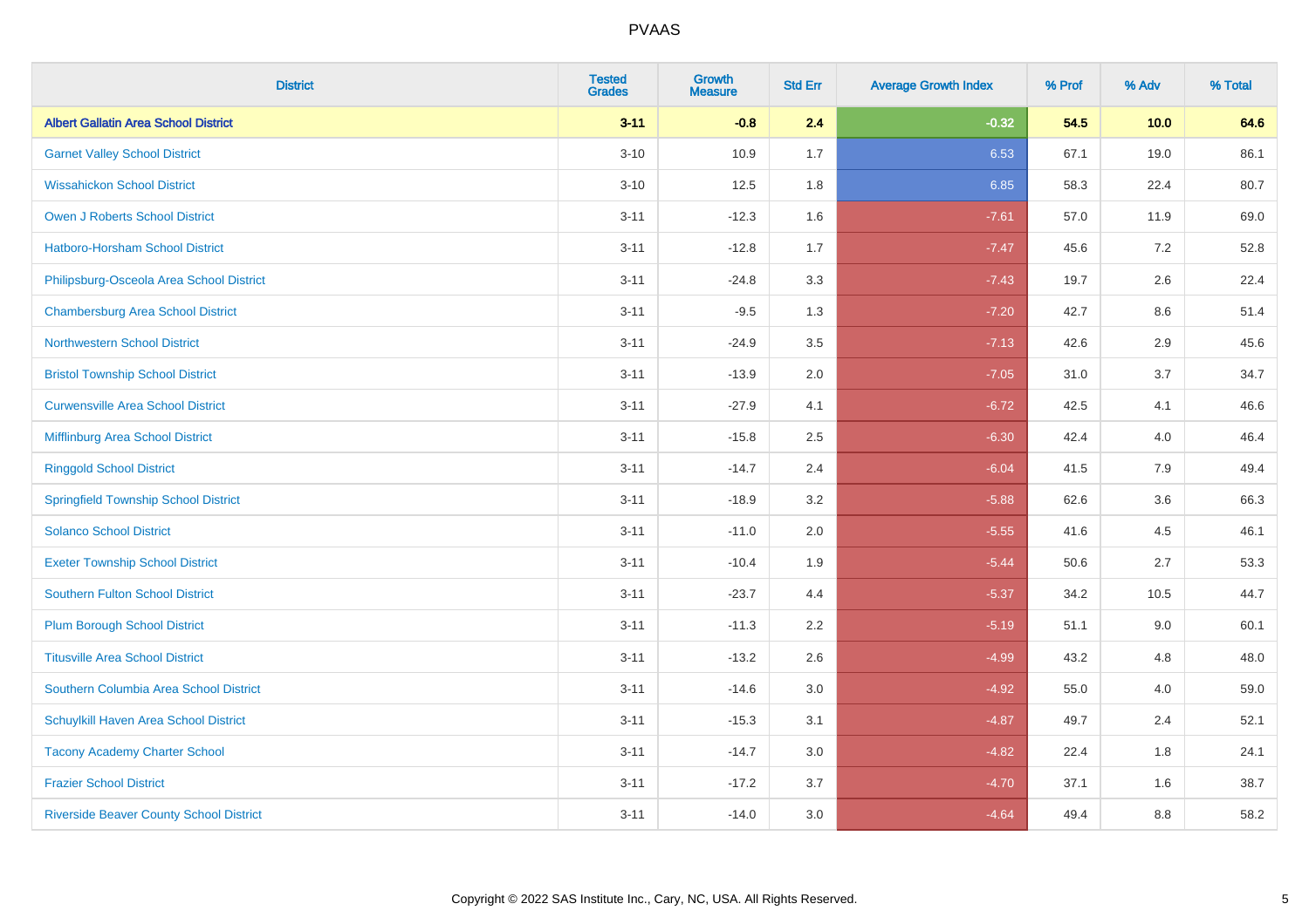| District | Tested Grades | Growth Measure | Std Err | Average Growth Index | % Prof | % Adv | % Total |
|---|---|---|---|---|---|---|---|
| **Albert Gallatin Area School District** | **3-11** | **-0.8** | **2.4** | **-0.32** | **54.5** | **10.0** | **64.6** |
| Garnet Valley School District | 3-10 | 10.9 | 1.7 | 6.53 | 67.1 | 19.0 | 86.1 |
| Wissahickon School District | 3-10 | 12.5 | 1.8 | 6.85 | 58.3 | 22.4 | 80.7 |
| Owen J Roberts School District | 3-11 | -12.3 | 1.6 | -7.61 | 57.0 | 11.9 | 69.0 |
| Hatboro-Horsham School District | 3-11 | -12.8 | 1.7 | -7.47 | 45.6 | 7.2 | 52.8 |
| Philipsburg-Osceola Area School District | 3-11 | -24.8 | 3.3 | -7.43 | 19.7 | 2.6 | 22.4 |
| Chambersburg Area School District | 3-11 | -9.5 | 1.3 | -7.20 | 42.7 | 8.6 | 51.4 |
| Northwestern School District | 3-11 | -24.9 | 3.5 | -7.13 | 42.6 | 2.9 | 45.6 |
| Bristol Township School District | 3-11 | -13.9 | 2.0 | -7.05 | 31.0 | 3.7 | 34.7 |
| Curwensville Area School District | 3-11 | -27.9 | 4.1 | -6.72 | 42.5 | 4.1 | 46.6 |
| Mifflinburg Area School District | 3-11 | -15.8 | 2.5 | -6.30 | 42.4 | 4.0 | 46.4 |
| Ringgold School District | 3-11 | -14.7 | 2.4 | -6.04 | 41.5 | 7.9 | 49.4 |
| Springfield Township School District | 3-11 | -18.9 | 3.2 | -5.88 | 62.6 | 3.6 | 66.3 |
| Solanco School District | 3-11 | -11.0 | 2.0 | -5.55 | 41.6 | 4.5 | 46.1 |
| Exeter Township School District | 3-11 | -10.4 | 1.9 | -5.44 | 50.6 | 2.7 | 53.3 |
| Southern Fulton School District | 3-11 | -23.7 | 4.4 | -5.37 | 34.2 | 10.5 | 44.7 |
| Plum Borough School District | 3-11 | -11.3 | 2.2 | -5.19 | 51.1 | 9.0 | 60.1 |
| Titusville Area School District | 3-11 | -13.2 | 2.6 | -4.99 | 43.2 | 4.8 | 48.0 |
| Southern Columbia Area School District | 3-11 | -14.6 | 3.0 | -4.92 | 55.0 | 4.0 | 59.0 |
| Schuylkill Haven Area School District | 3-11 | -15.3 | 3.1 | -4.87 | 49.7 | 2.4 | 52.1 |
| Tacony Academy Charter School | 3-11 | -14.7 | 3.0 | -4.82 | 22.4 | 1.8 | 24.1 |
| Frazier School District | 3-11 | -17.2 | 3.7 | -4.70 | 37.1 | 1.6 | 38.7 |
| Riverside Beaver County School District | 3-11 | -14.0 | 3.0 | -4.64 | 49.4 | 8.8 | 58.2 |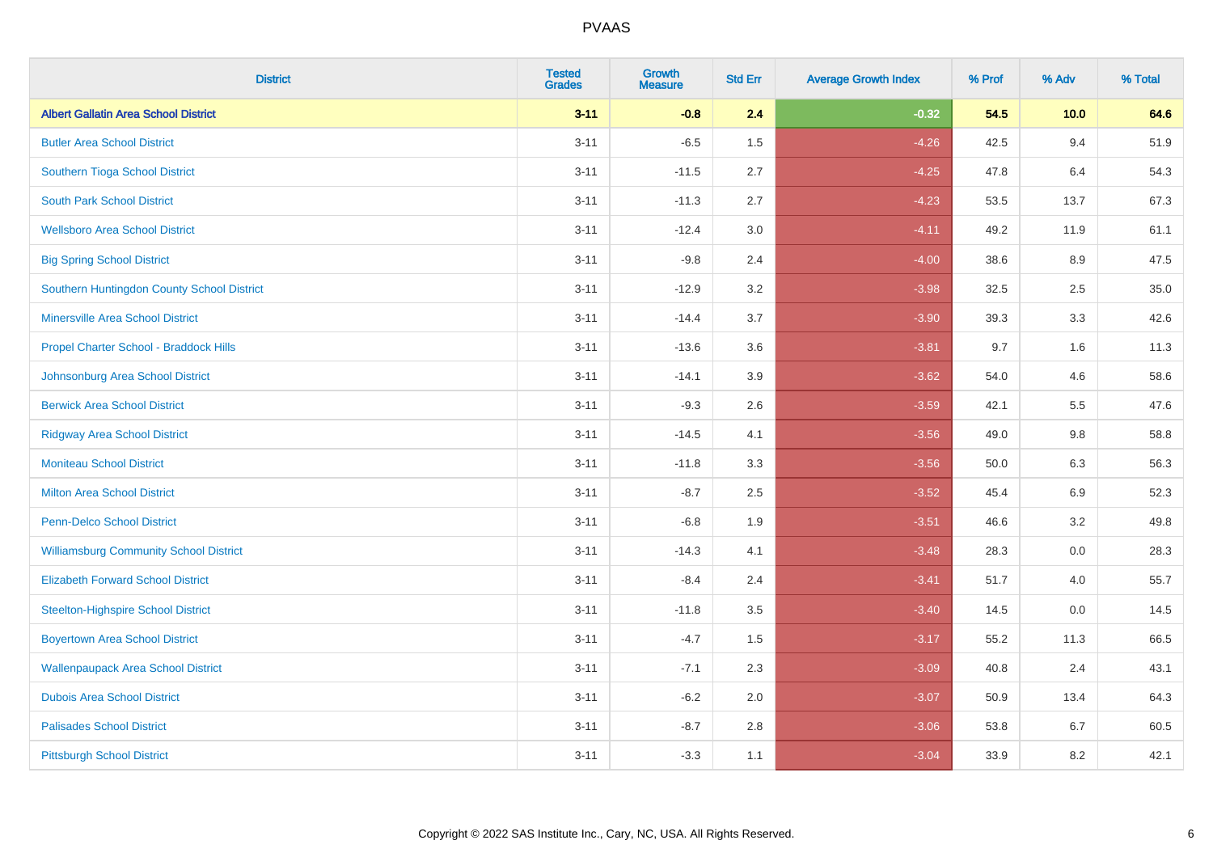| District | Tested Grades | Growth Measure | Std Err | Average Growth Index | % Prof | % Adv | % Total |
|---|---|---|---|---|---|---|---|
| **Albert Gallatin Area School District** | **3-11** | **-0.8** | **2.4** | **-0.32** | **54.5** | **10.0** | **64.6** |
| Butler Area School District | 3-11 | -6.5 | 1.5 | -4.26 | 42.5 | 9.4 | 51.9 |
| Southern Tioga School District | 3-11 | -11.5 | 2.7 | -4.25 | 47.8 | 6.4 | 54.3 |
| South Park School District | 3-11 | -11.3 | 2.7 | -4.23 | 53.5 | 13.7 | 67.3 |
| Wellsboro Area School District | 3-11 | -12.4 | 3.0 | -4.11 | 49.2 | 11.9 | 61.1 |
| Big Spring School District | 3-11 | -9.8 | 2.4 | -4.00 | 38.6 | 8.9 | 47.5 |
| Southern Huntingdon County School District | 3-11 | -12.9 | 3.2 | -3.98 | 32.5 | 2.5 | 35.0 |
| Minersville Area School District | 3-11 | -14.4 | 3.7 | -3.90 | 39.3 | 3.3 | 42.6 |
| Propel Charter School - Braddock Hills | 3-11 | -13.6 | 3.6 | -3.81 | 9.7 | 1.6 | 11.3 |
| Johnsonburg Area School District | 3-11 | -14.1 | 3.9 | -3.62 | 54.0 | 4.6 | 58.6 |
| Berwick Area School District | 3-11 | -9.3 | 2.6 | -3.59 | 42.1 | 5.5 | 47.6 |
| Ridgway Area School District | 3-11 | -14.5 | 4.1 | -3.56 | 49.0 | 9.8 | 58.8 |
| Moniteau School District | 3-11 | -11.8 | 3.3 | -3.56 | 50.0 | 6.3 | 56.3 |
| Milton Area School District | 3-11 | -8.7 | 2.5 | -3.52 | 45.4 | 6.9 | 52.3 |
| Penn-Delco School District | 3-11 | -6.8 | 1.9 | -3.51 | 46.6 | 3.2 | 49.8 |
| Williamsburg Community School District | 3-11 | -14.3 | 4.1 | -3.48 | 28.3 | 0.0 | 28.3 |
| Elizabeth Forward School District | 3-11 | -8.4 | 2.4 | -3.41 | 51.7 | 4.0 | 55.7 |
| Steelton-Highspire School District | 3-11 | -11.8 | 3.5 | -3.40 | 14.5 | 0.0 | 14.5 |
| Boyertown Area School District | 3-11 | -4.7 | 1.5 | -3.17 | 55.2 | 11.3 | 66.5 |
| Wallenpaupack Area School District | 3-11 | -7.1 | 2.3 | -3.09 | 40.8 | 2.4 | 43.1 |
| Dubois Area School District | 3-11 | -6.2 | 2.0 | -3.07 | 50.9 | 13.4 | 64.3 |
| Palisades School District | 3-11 | -8.7 | 2.8 | -3.06 | 53.8 | 6.7 | 60.5 |
| Pittsburgh School District | 3-11 | -3.3 | 1.1 | -3.04 | 33.9 | 8.2 | 42.1 |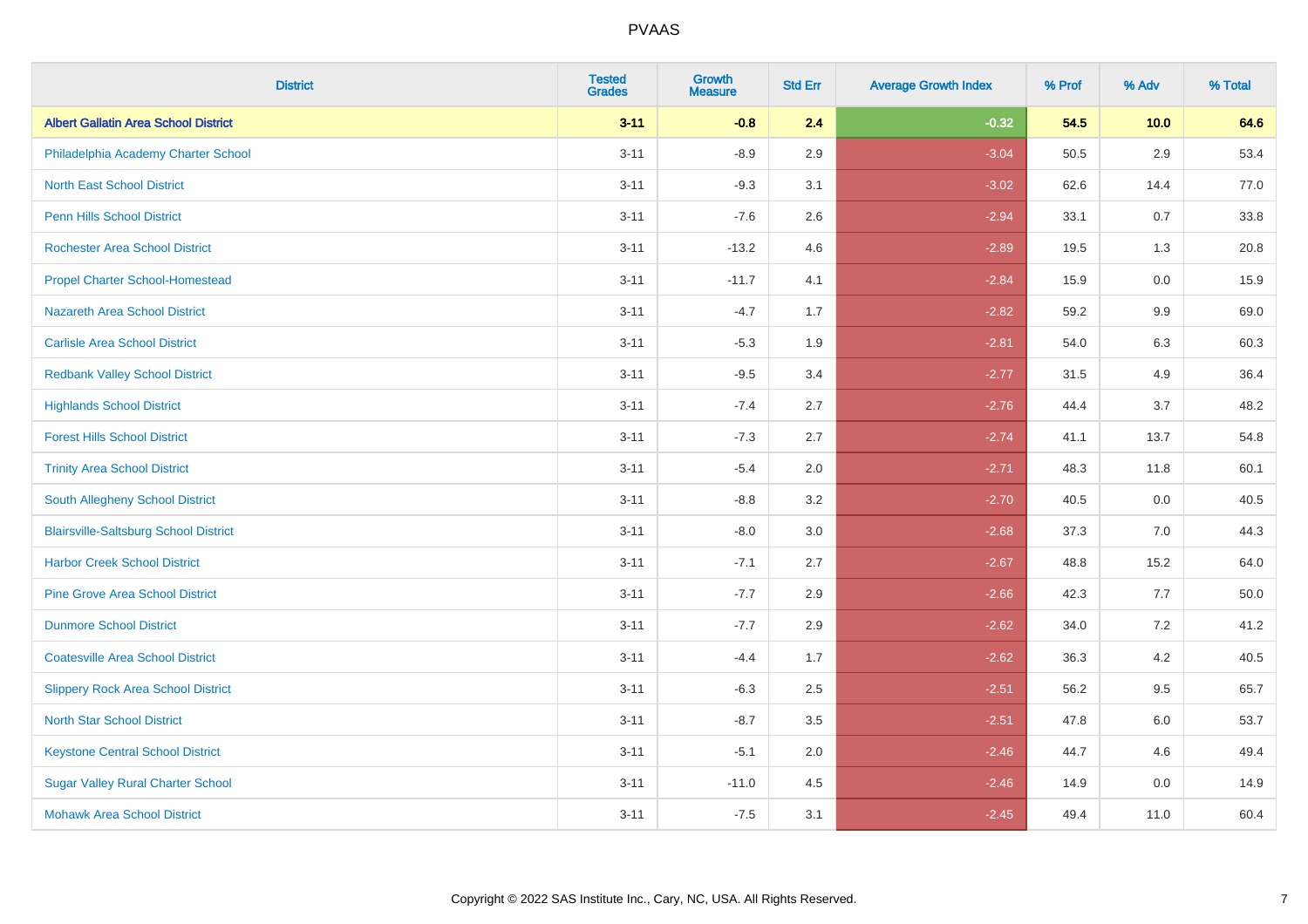| District | Tested Grades | Growth Measure | Std Err | Average Growth Index | % Prof | % Adv | % Total |
|---|---|---|---|---|---|---|---|
| **Albert Gallatin Area School District** | **3-11** | **-0.8** | **2.4** | **-0.32** | **54.5** | **10.0** | **64.6** |
| Philadelphia Academy Charter School | 3-11 | -8.9 | 2.9 | -3.04 | 50.5 | 2.9 | 53.4 |
| North East School District | 3-11 | -9.3 | 3.1 | -3.02 | 62.6 | 14.4 | 77.0 |
| Penn Hills School District | 3-11 | -7.6 | 2.6 | -2.94 | 33.1 | 0.7 | 33.8 |
| Rochester Area School District | 3-11 | -13.2 | 4.6 | -2.89 | 19.5 | 1.3 | 20.8 |
| Propel Charter School-Homestead | 3-11 | -11.7 | 4.1 | -2.84 | 15.9 | 0.0 | 15.9 |
| Nazareth Area School District | 3-11 | -4.7 | 1.7 | -2.82 | 59.2 | 9.9 | 69.0 |
| Carlisle Area School District | 3-11 | -5.3 | 1.9 | -2.81 | 54.0 | 6.3 | 60.3 |
| Redbank Valley School District | 3-11 | -9.5 | 3.4 | -2.77 | 31.5 | 4.9 | 36.4 |
| Highlands School District | 3-11 | -7.4 | 2.7 | -2.76 | 44.4 | 3.7 | 48.2 |
| Forest Hills School District | 3-11 | -7.3 | 2.7 | -2.74 | 41.1 | 13.7 | 54.8 |
| Trinity Area School District | 3-11 | -5.4 | 2.0 | -2.71 | 48.3 | 11.8 | 60.1 |
| South Allegheny School District | 3-11 | -8.8 | 3.2 | -2.70 | 40.5 | 0.0 | 40.5 |
| Blairsville-Saltsburg School District | 3-11 | -8.0 | 3.0 | -2.68 | 37.3 | 7.0 | 44.3 |
| Harbor Creek School District | 3-11 | -7.1 | 2.7 | -2.67 | 48.8 | 15.2 | 64.0 |
| Pine Grove Area School District | 3-11 | -7.7 | 2.9 | -2.66 | 42.3 | 7.7 | 50.0 |
| Dunmore School District | 3-11 | -7.7 | 2.9 | -2.62 | 34.0 | 7.2 | 41.2 |
| Coatesville Area School District | 3-11 | -4.4 | 1.7 | -2.62 | 36.3 | 4.2 | 40.5 |
| Slippery Rock Area School District | 3-11 | -6.3 | 2.5 | -2.51 | 56.2 | 9.5 | 65.7 |
| North Star School District | 3-11 | -8.7 | 3.5 | -2.51 | 47.8 | 6.0 | 53.7 |
| Keystone Central School District | 3-11 | -5.1 | 2.0 | -2.46 | 44.7 | 4.6 | 49.4 |
| Sugar Valley Rural Charter School | 3-11 | -11.0 | 4.5 | -2.46 | 14.9 | 0.0 | 14.9 |
| Mohawk Area School District | 3-11 | -7.5 | 3.1 | -2.45 | 49.4 | 11.0 | 60.4 |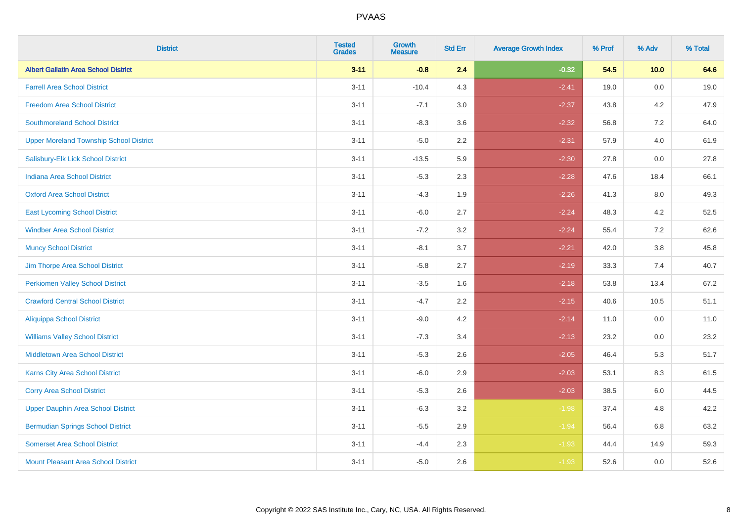# PVAAS

| District | Tested Grades | Growth Measure | Std Err | Average Growth Index | % Prof | % Adv | % Total |
|---|---|---|---|---|---|---|---|
| **Albert Gallatin Area School District** | **3-11** | **-0.8** | **2.4** | **-0.32** | **54.5** | **10.0** | **64.6** |
| Farrell Area School District | 3-11 | -10.4 | 4.3 | -2.41 | 19.0 | 0.0 | 19.0 |
| Freedom Area School District | 3-11 | -7.1 | 3.0 | -2.37 | 43.8 | 4.2 | 47.9 |
| Southmoreland School District | 3-11 | -8.3 | 3.6 | -2.32 | 56.8 | 7.2 | 64.0 |
| Upper Moreland Township School District | 3-11 | -5.0 | 2.2 | -2.31 | 57.9 | 4.0 | 61.9 |
| Salisbury-Elk Lick School District | 3-11 | -13.5 | 5.9 | -2.30 | 27.8 | 0.0 | 27.8 |
| Indiana Area School District | 3-11 | -5.3 | 2.3 | -2.28 | 47.6 | 18.4 | 66.1 |
| Oxford Area School District | 3-11 | -4.3 | 1.9 | -2.26 | 41.3 | 8.0 | 49.3 |
| East Lycoming School District | 3-11 | -6.0 | 2.7 | -2.24 | 48.3 | 4.2 | 52.5 |
| Windber Area School District | 3-11 | -7.2 | 3.2 | -2.24 | 55.4 | 7.2 | 62.6 |
| Muncy School District | 3-11 | -8.1 | 3.7 | -2.21 | 42.0 | 3.8 | 45.8 |
| Jim Thorpe Area School District | 3-11 | -5.8 | 2.7 | -2.19 | 33.3 | 7.4 | 40.7 |
| Perkiomen Valley School District | 3-11 | -3.5 | 1.6 | -2.18 | 53.8 | 13.4 | 67.2 |
| Crawford Central School District | 3-11 | -4.7 | 2.2 | -2.15 | 40.6 | 10.5 | 51.1 |
| Aliquippa School District | 3-11 | -9.0 | 4.2 | -2.14 | 11.0 | 0.0 | 11.0 |
| Williams Valley School District | 3-11 | -7.3 | 3.4 | -2.13 | 23.2 | 0.0 | 23.2 |
| Middletown Area School District | 3-11 | -5.3 | 2.6 | -2.05 | 46.4 | 5.3 | 51.7 |
| Karns City Area School District | 3-11 | -6.0 | 2.9 | -2.03 | 53.1 | 8.3 | 61.5 |
| Corry Area School District | 3-11 | -5.3 | 2.6 | -2.03 | 38.5 | 6.0 | 44.5 |
| Upper Dauphin Area School District | 3-11 | -6.3 | 3.2 | -1.98 | 37.4 | 4.8 | 42.2 |
| Bermudian Springs School District | 3-11 | -5.5 | 2.9 | -1.94 | 56.4 | 6.8 | 63.2 |
| Somerset Area School District | 3-11 | -4.4 | 2.3 | -1.93 | 44.4 | 14.9 | 59.3 |
| Mount Pleasant Area School District | 3-11 | -5.0 | 2.6 | -1.93 | 52.6 | 0.0 | 52.6 |

Copyright © 2022 SAS Institute Inc., Cary, NC, USA. All Rights Reserved.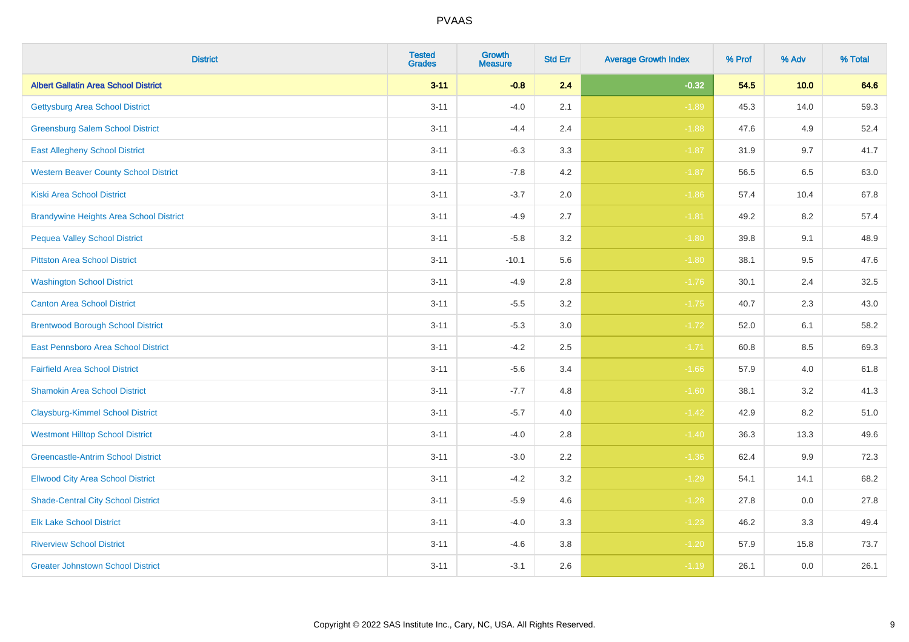# PVAAS

| District | Tested Grades | Growth Measure | Std Err | Average Growth Index | % Prof | % Adv | % Total |
|---|---|---|---|---|---|---|---|
| **Albert Gallatin Area School District** | **3-11** | **-0.8** | **2.4** | **-0.32** | **54.5** | **10.0** | **64.6** |
| Gettysburg Area School District | 3-11 | -4.0 | 2.1 | -1.89 | 45.3 | 14.0 | 59.3 |
| Greensburg Salem School District | 3-11 | -4.4 | 2.4 | -1.88 | 47.6 | 4.9 | 52.4 |
| East Allegheny School District | 3-11 | -6.3 | 3.3 | -1.87 | 31.9 | 9.7 | 41.7 |
| Western Beaver County School District | 3-11 | -7.8 | 4.2 | -1.87 | 56.5 | 6.5 | 63.0 |
| Kiski Area School District | 3-11 | -3.7 | 2.0 | -1.86 | 57.4 | 10.4 | 67.8 |
| Brandywine Heights Area School District | 3-11 | -4.9 | 2.7 | -1.81 | 49.2 | 8.2 | 57.4 |
| Pequea Valley School District | 3-11 | -5.8 | 3.2 | -1.80 | 39.8 | 9.1 | 48.9 |
| Pittston Area School District | 3-11 | -10.1 | 5.6 | -1.80 | 38.1 | 9.5 | 47.6 |
| Washington School District | 3-11 | -4.9 | 2.8 | -1.76 | 30.1 | 2.4 | 32.5 |
| Canton Area School District | 3-11 | -5.5 | 3.2 | -1.75 | 40.7 | 2.3 | 43.0 |
| Brentwood Borough School District | 3-11 | -5.3 | 3.0 | -1.72 | 52.0 | 6.1 | 58.2 |
| East Pennsboro Area School District | 3-11 | -4.2 | 2.5 | -1.71 | 60.8 | 8.5 | 69.3 |
| Fairfield Area School District | 3-11 | -5.6 | 3.4 | -1.66 | 57.9 | 4.0 | 61.8 |
| Shamokin Area School District | 3-11 | -7.7 | 4.8 | -1.60 | 38.1 | 3.2 | 41.3 |
| Claysburg-Kimmel School District | 3-11 | -5.7 | 4.0 | -1.42 | 42.9 | 8.2 | 51.0 |
| Westmont Hilltop School District | 3-11 | -4.0 | 2.8 | -1.40 | 36.3 | 13.3 | 49.6 |
| Greencastle-Antrim School District | 3-11 | -3.0 | 2.2 | -1.36 | 62.4 | 9.9 | 72.3 |
| Ellwood City Area School District | 3-11 | -4.2 | 3.2 | -1.29 | 54.1 | 14.1 | 68.2 |
| Shade-Central City School District | 3-11 | -5.9 | 4.6 | -1.28 | 27.8 | 0.0 | 27.8 |
| Elk Lake School District | 3-11 | -4.0 | 3.3 | -1.23 | 46.2 | 3.3 | 49.4 |
| Riverview School District | 3-11 | -4.6 | 3.8 | -1.20 | 57.9 | 15.8 | 73.7 |
| Greater Johnstown School District | 3-11 | -3.1 | 2.6 | -1.19 | 26.1 | 0.0 | 26.1 |

Copyright © 2022 SAS Institute Inc., Cary, NC, USA. All Rights Reserved.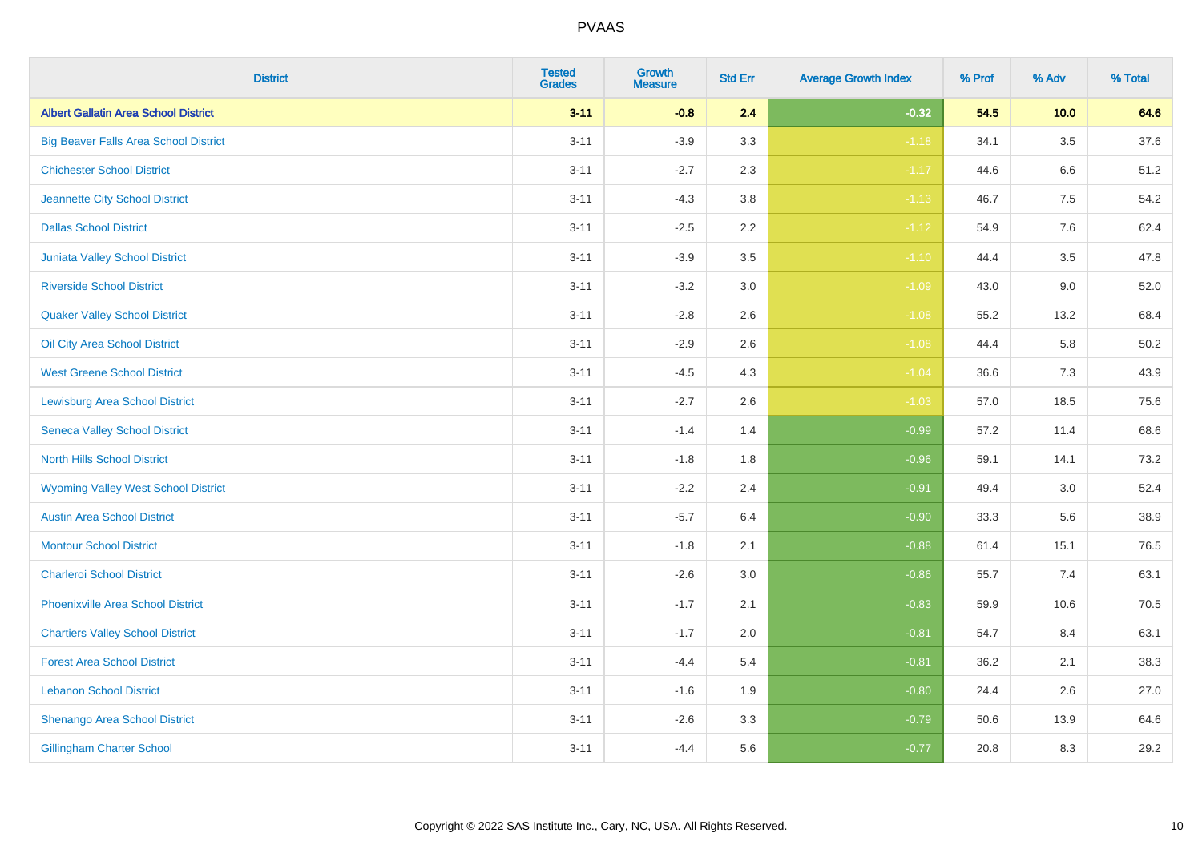| District | Tested Grades | Growth Measure | Std Err | Average Growth Index | % Prof | % Adv | % Total |
|---|---|---|---|---|---|---|---|
| **Albert Gallatin Area School District** | **3-11** | **-0.8** | **2.4** | **-0.32** | **54.5** | **10.0** | **64.6** |
| Big Beaver Falls Area School District | 3-11 | -3.9 | 3.3 | -1.18 | 34.1 | 3.5 | 37.6 |
| Chichester School District | 3-11 | -2.7 | 2.3 | -1.17 | 44.6 | 6.6 | 51.2 |
| Jeannette City School District | 3-11 | -4.3 | 3.8 | -1.13 | 46.7 | 7.5 | 54.2 |
| Dallas School District | 3-11 | -2.5 | 2.2 | -1.12 | 54.9 | 7.6 | 62.4 |
| Juniata Valley School District | 3-11 | -3.9 | 3.5 | -1.10 | 44.4 | 3.5 | 47.8 |
| Riverside School District | 3-11 | -3.2 | 3.0 | -1.09 | 43.0 | 9.0 | 52.0 |
| Quaker Valley School District | 3-11 | -2.8 | 2.6 | -1.08 | 55.2 | 13.2 | 68.4 |
| Oil City Area School District | 3-11 | -2.9 | 2.6 | -1.08 | 44.4 | 5.8 | 50.2 |
| West Greene School District | 3-11 | -4.5 | 4.3 | -1.04 | 36.6 | 7.3 | 43.9 |
| Lewisburg Area School District | 3-11 | -2.7 | 2.6 | -1.03 | 57.0 | 18.5 | 75.6 |
| Seneca Valley School District | 3-11 | -1.4 | 1.4 | -0.99 | 57.2 | 11.4 | 68.6 |
| North Hills School District | 3-11 | -1.8 | 1.8 | -0.96 | 59.1 | 14.1 | 73.2 |
| Wyoming Valley West School District | 3-11 | -2.2 | 2.4 | -0.91 | 49.4 | 3.0 | 52.4 |
| Austin Area School District | 3-11 | -5.7 | 6.4 | -0.90 | 33.3 | 5.6 | 38.9 |
| Montour School District | 3-11 | -1.8 | 2.1 | -0.88 | 61.4 | 15.1 | 76.5 |
| Charleroi School District | 3-11 | -2.6 | 3.0 | -0.86 | 55.7 | 7.4 | 63.1 |
| Phoenixville Area School District | 3-11 | -1.7 | 2.1 | -0.83 | 59.9 | 10.6 | 70.5 |
| Chartiers Valley School District | 3-11 | -1.7 | 2.0 | -0.81 | 54.7 | 8.4 | 63.1 |
| Forest Area School District | 3-11 | -4.4 | 5.4 | -0.81 | 36.2 | 2.1 | 38.3 |
| Lebanon School District | 3-11 | -1.6 | 1.9 | -0.80 | 24.4 | 2.6 | 27.0 |
| Shenango Area School District | 3-11 | -2.6 | 3.3 | -0.79 | 50.6 | 13.9 | 64.6 |
| Gillingham Charter School | 3-11 | -4.4 | 5.6 | -0.77 | 20.8 | 8.3 | 29.2 |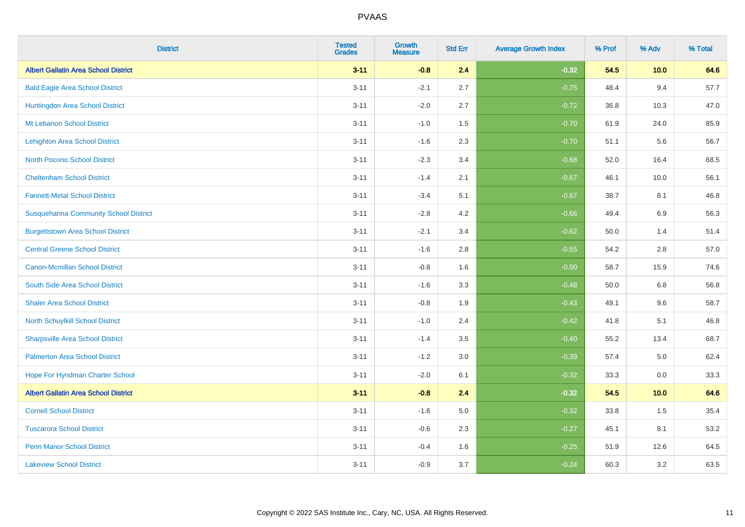PVAAS

| District | Tested Grades | Growth Measure | Std Err | Average Growth Index | % Prof | % Adv | % Total |
|---|---|---|---|---|---|---|---|
| **Albert Gallatin Area School District** | **3-11** | **-0.8** | **2.4** | **-0.32** | **54.5** | **10.0** | **64.6** |
| Bald Eagle Area School District | 3-11 | -2.1 | 2.7 | -0.75 | 48.4 | 9.4 | 57.7 |
| Huntingdon Area School District | 3-11 | -2.0 | 2.7 | -0.72 | 36.8 | 10.3 | 47.0 |
| Mt Lebanon School District | 3-11 | -1.0 | 1.5 | -0.70 | 61.9 | 24.0 | 85.9 |
| Lehighton Area School District | 3-11 | -1.6 | 2.3 | -0.70 | 51.1 | 5.6 | 56.7 |
| North Pocono School District | 3-11 | -2.3 | 3.4 | -0.68 | 52.0 | 16.4 | 68.5 |
| Cheltenham School District | 3-11 | -1.4 | 2.1 | -0.67 | 46.1 | 10.0 | 56.1 |
| Fannett-Metal School District | 3-11 | -3.4 | 5.1 | -0.67 | 38.7 | 8.1 | 46.8 |
| Susquehanna Community School District | 3-11 | -2.8 | 4.2 | -0.66 | 49.4 | 6.9 | 56.3 |
| Burgettstown Area School District | 3-11 | -2.1 | 3.4 | -0.62 | 50.0 | 1.4 | 51.4 |
| Central Greene School District | 3-11 | -1.6 | 2.8 | -0.55 | 54.2 | 2.8 | 57.0 |
| Canon-Mcmillan School District | 3-11 | -0.8 | 1.6 | -0.50 | 58.7 | 15.9 | 74.6 |
| South Side Area School District | 3-11 | -1.6 | 3.3 | -0.48 | 50.0 | 6.8 | 56.8 |
| Shaler Area School District | 3-11 | -0.8 | 1.9 | -0.43 | 49.1 | 9.6 | 58.7 |
| North Schuylkill School District | 3-11 | -1.0 | 2.4 | -0.42 | 41.8 | 5.1 | 46.8 |
| Sharpsville Area School District | 3-11 | -1.4 | 3.5 | -0.40 | 55.2 | 13.4 | 68.7 |
| Palmerton Area School District | 3-11 | -1.2 | 3.0 | -0.39 | 57.4 | 5.0 | 62.4 |
| Hope For Hyndman Charter School | 3-11 | -2.0 | 6.1 | -0.32 | 33.3 | 0.0 | 33.3 |
| **Albert Gallatin Area School District** | **3-11** | **-0.8** | **2.4** | **-0.32** | **54.5** | **10.0** | **64.6** |
| Cornell School District | 3-11 | -1.6 | 5.0 | -0.32 | 33.8 | 1.5 | 35.4 |
| Tuscarora School District | 3-11 | -0.6 | 2.3 | -0.27 | 45.1 | 8.1 | 53.2 |
| Penn Manor School District | 3-11 | -0.4 | 1.6 | -0.25 | 51.9 | 12.6 | 64.5 |
| Lakeview School District | 3-11 | -0.9 | 3.7 | -0.24 | 60.3 | 3.2 | 63.5 |

Copyright © 2022 SAS Institute Inc., Cary, NC, USA. All Rights Reserved.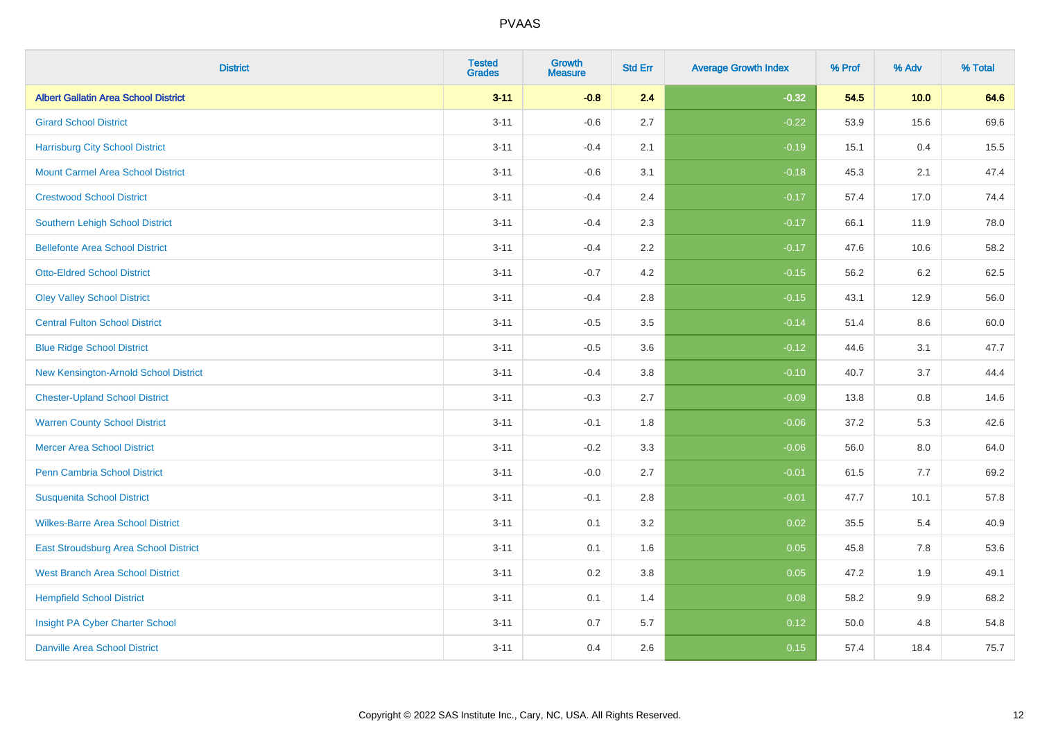| District | Tested Grades | Growth Measure | Std Err | Average Growth Index | % Prof | % Adv | % Total |
|---|---|---|---|---|---|---|---|
| **Albert Gallatin Area School District** | **3-11** | **-0.8** | **2.4** | **-0.32** | **54.5** | **10.0** | **64.6** |
| Girard School District | 3-11 | -0.6 | 2.7 | -0.22 | 53.9 | 15.6 | 69.6 |
| Harrisburg City School District | 3-11 | -0.4 | 2.1 | -0.19 | 15.1 | 0.4 | 15.5 |
| Mount Carmel Area School District | 3-11 | -0.6 | 3.1 | -0.18 | 45.3 | 2.1 | 47.4 |
| Crestwood School District | 3-11 | -0.4 | 2.4 | -0.17 | 57.4 | 17.0 | 74.4 |
| Southern Lehigh School District | 3-11 | -0.4 | 2.3 | -0.17 | 66.1 | 11.9 | 78.0 |
| Bellefonte Area School District | 3-11 | -0.4 | 2.2 | -0.17 | 47.6 | 10.6 | 58.2 |
| Otto-Eldred School District | 3-11 | -0.7 | 4.2 | -0.15 | 56.2 | 6.2 | 62.5 |
| Oley Valley School District | 3-11 | -0.4 | 2.8 | -0.15 | 43.1 | 12.9 | 56.0 |
| Central Fulton School District | 3-11 | -0.5 | 3.5 | -0.14 | 51.4 | 8.6 | 60.0 |
| Blue Ridge School District | 3-11 | -0.5 | 3.6 | -0.12 | 44.6 | 3.1 | 47.7 |
| New Kensington-Arnold School District | 3-11 | -0.4 | 3.8 | -0.10 | 40.7 | 3.7 | 44.4 |
| Chester-Upland School District | 3-11 | -0.3 | 2.7 | -0.09 | 13.8 | 0.8 | 14.6 |
| Warren County School District | 3-11 | -0.1 | 1.8 | -0.06 | 37.2 | 5.3 | 42.6 |
| Mercer Area School District | 3-11 | -0.2 | 3.3 | -0.06 | 56.0 | 8.0 | 64.0 |
| Penn Cambria School District | 3-11 | -0.0 | 2.7 | -0.01 | 61.5 | 7.7 | 69.2 |
| Susquenita School District | 3-11 | -0.1 | 2.8 | -0.01 | 47.7 | 10.1 | 57.8 |
| Wilkes-Barre Area School District | 3-11 | 0.1 | 3.2 | 0.02 | 35.5 | 5.4 | 40.9 |
| East Stroudsburg Area School District | 3-11 | 0.1 | 1.6 | 0.05 | 45.8 | 7.8 | 53.6 |
| West Branch Area School District | 3-11 | 0.2 | 3.8 | 0.05 | 47.2 | 1.9 | 49.1 |
| Hempfield School District | 3-11 | 0.1 | 1.4 | 0.08 | 58.2 | 9.9 | 68.2 |
| Insight PA Cyber Charter School | 3-11 | 0.7 | 5.7 | 0.12 | 50.0 | 4.8 | 54.8 |
| Danville Area School District | 3-11 | 0.4 | 2.6 | 0.15 | 57.4 | 18.4 | 75.7 |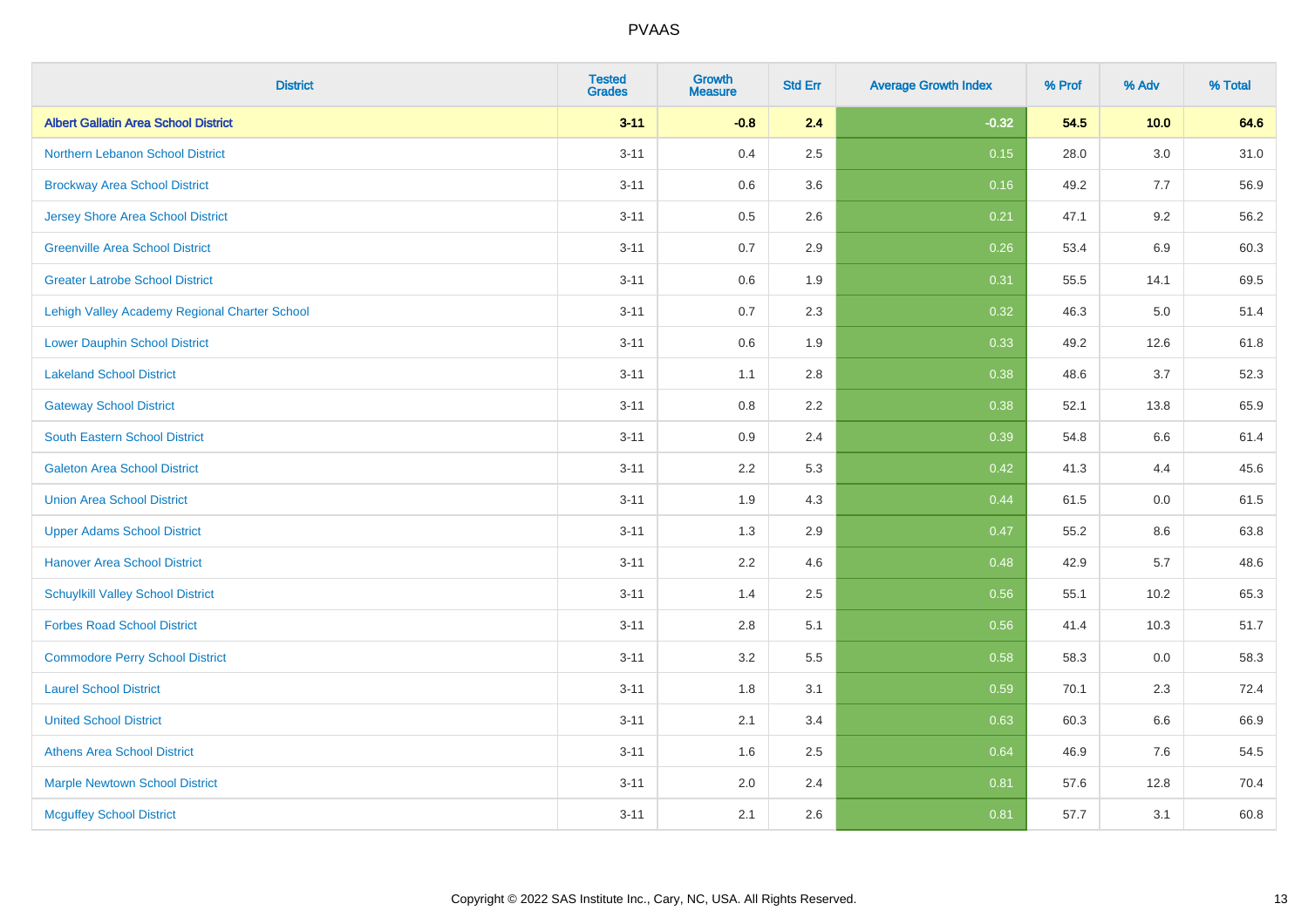# PVAAS

| District | Tested Grades | Growth Measure | Std Err | Average Growth Index | % Prof | % Adv | % Total |
|---|---|---|---|---|---|---|---|
| **Albert Gallatin Area School District** | **3-11** | **-0.8** | **2.4** | **-0.32** | **54.5** | **10.0** | **64.6** |
| Northern Lebanon School District | 3-11 | 0.4 | 2.5 | 0.15 | 28.0 | 3.0 | 31.0 |
| Brockway Area School District | 3-11 | 0.6 | 3.6 | 0.16 | 49.2 | 7.7 | 56.9 |
| Jersey Shore Area School District | 3-11 | 0.5 | 2.6 | 0.21 | 47.1 | 9.2 | 56.2 |
| Greenville Area School District | 3-11 | 0.7 | 2.9 | 0.26 | 53.4 | 6.9 | 60.3 |
| Greater Latrobe School District | 3-11 | 0.6 | 1.9 | 0.31 | 55.5 | 14.1 | 69.5 |
| Lehigh Valley Academy Regional Charter School | 3-11 | 0.7 | 2.3 | 0.32 | 46.3 | 5.0 | 51.4 |
| Lower Dauphin School District | 3-11 | 0.6 | 1.9 | 0.33 | 49.2 | 12.6 | 61.8 |
| Lakeland School District | 3-11 | 1.1 | 2.8 | 0.38 | 48.6 | 3.7 | 52.3 |
| Gateway School District | 3-11 | 0.8 | 2.2 | 0.38 | 52.1 | 13.8 | 65.9 |
| South Eastern School District | 3-11 | 0.9 | 2.4 | 0.39 | 54.8 | 6.6 | 61.4 |
| Galeton Area School District | 3-11 | 2.2 | 5.3 | 0.42 | 41.3 | 4.4 | 45.6 |
| Union Area School District | 3-11 | 1.9 | 4.3 | 0.44 | 61.5 | 0.0 | 61.5 |
| Upper Adams School District | 3-11 | 1.3 | 2.9 | 0.47 | 55.2 | 8.6 | 63.8 |
| Hanover Area School District | 3-11 | 2.2 | 4.6 | 0.48 | 42.9 | 5.7 | 48.6 |
| Schuylkill Valley School District | 3-11 | 1.4 | 2.5 | 0.56 | 55.1 | 10.2 | 65.3 |
| Forbes Road School District | 3-11 | 2.8 | 5.1 | 0.56 | 41.4 | 10.3 | 51.7 |
| Commodore Perry School District | 3-11 | 3.2 | 5.5 | 0.58 | 58.3 | 0.0 | 58.3 |
| Laurel School District | 3-11 | 1.8 | 3.1 | 0.59 | 70.1 | 2.3 | 72.4 |
| United School District | 3-11 | 2.1 | 3.4 | 0.63 | 60.3 | 6.6 | 66.9 |
| Athens Area School District | 3-11 | 1.6 | 2.5 | 0.64 | 46.9 | 7.6 | 54.5 |
| Marple Newtown School District | 3-11 | 2.0 | 2.4 | 0.81 | 57.6 | 12.8 | 70.4 |
| Mcguffey School District | 3-11 | 2.1 | 2.6 | 0.81 | 57.7 | 3.1 | 60.8 |

Copyright © 2022 SAS Institute Inc., Cary, NC, USA. All Rights Reserved.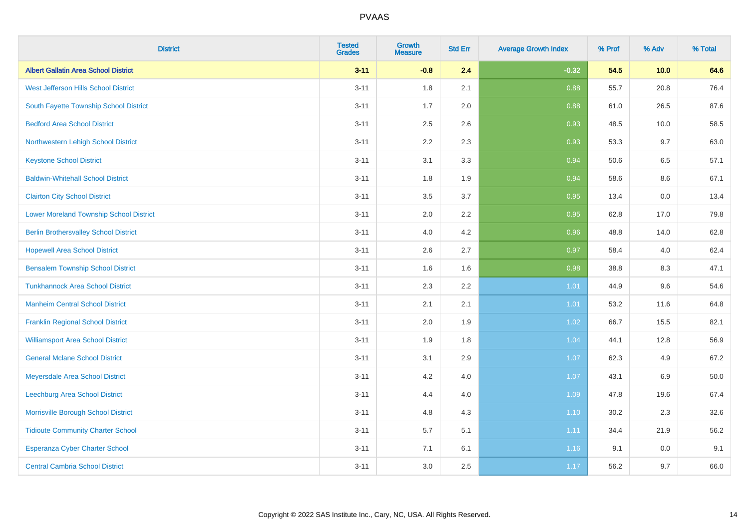| District | Tested Grades | Growth Measure | Std Err | Average Growth Index | % Prof | % Adv | % Total |
|---|---|---|---|---|---|---|---|
| **Albert Gallatin Area School District** | **3-11** | **-0.8** | **2.4** | **-0.32** | **54.5** | **10.0** | **64.6** |
| West Jefferson Hills School District | 3-11 | 1.8 | 2.1 | 0.88 | 55.7 | 20.8 | 76.4 |
| South Fayette Township School District | 3-11 | 1.7 | 2.0 | 0.88 | 61.0 | 26.5 | 87.6 |
| Bedford Area School District | 3-11 | 2.5 | 2.6 | 0.93 | 48.5 | 10.0 | 58.5 |
| Northwestern Lehigh School District | 3-11 | 2.2 | 2.3 | 0.93 | 53.3 | 9.7 | 63.0 |
| Keystone School District | 3-11 | 3.1 | 3.3 | 0.94 | 50.6 | 6.5 | 57.1 |
| Baldwin-Whitehall School District | 3-11 | 1.8 | 1.9 | 0.94 | 58.6 | 8.6 | 67.1 |
| Clairton City School District | 3-11 | 3.5 | 3.7 | 0.95 | 13.4 | 0.0 | 13.4 |
| Lower Moreland Township School District | 3-11 | 2.0 | 2.2 | 0.95 | 62.8 | 17.0 | 79.8 |
| Berlin Brothersvalley School District | 3-11 | 4.0 | 4.2 | 0.96 | 48.8 | 14.0 | 62.8 |
| Hopewell Area School District | 3-11 | 2.6 | 2.7 | 0.97 | 58.4 | 4.0 | 62.4 |
| Bensalem Township School District | 3-11 | 1.6 | 1.6 | 0.98 | 38.8 | 8.3 | 47.1 |
| Tunkhannock Area School District | 3-11 | 2.3 | 2.2 | 1.01 | 44.9 | 9.6 | 54.6 |
| Manheim Central School District | 3-11 | 2.1 | 2.1 | 1.01 | 53.2 | 11.6 | 64.8 |
| Franklin Regional School District | 3-11 | 2.0 | 1.9 | 1.02 | 66.7 | 15.5 | 82.1 |
| Williamsport Area School District | 3-11 | 1.9 | 1.8 | 1.04 | 44.1 | 12.8 | 56.9 |
| General Mclane School District | 3-11 | 3.1 | 2.9 | 1.07 | 62.3 | 4.9 | 67.2 |
| Meyersdale Area School District | 3-11 | 4.2 | 4.0 | 1.07 | 43.1 | 6.9 | 50.0 |
| Leechburg Area School District | 3-11 | 4.4 | 4.0 | 1.09 | 47.8 | 19.6 | 67.4 |
| Morrisville Borough School District | 3-11 | 4.8 | 4.3 | 1.10 | 30.2 | 2.3 | 32.6 |
| Tidioute Community Charter School | 3-11 | 5.7 | 5.1 | 1.11 | 34.4 | 21.9 | 56.2 |
| Esperanza Cyber Charter School | 3-11 | 7.1 | 6.1 | 1.16 | 9.1 | 0.0 | 9.1 |
| Central Cambria School District | 3-11 | 3.0 | 2.5 | 1.17 | 56.2 | 9.7 | 66.0 |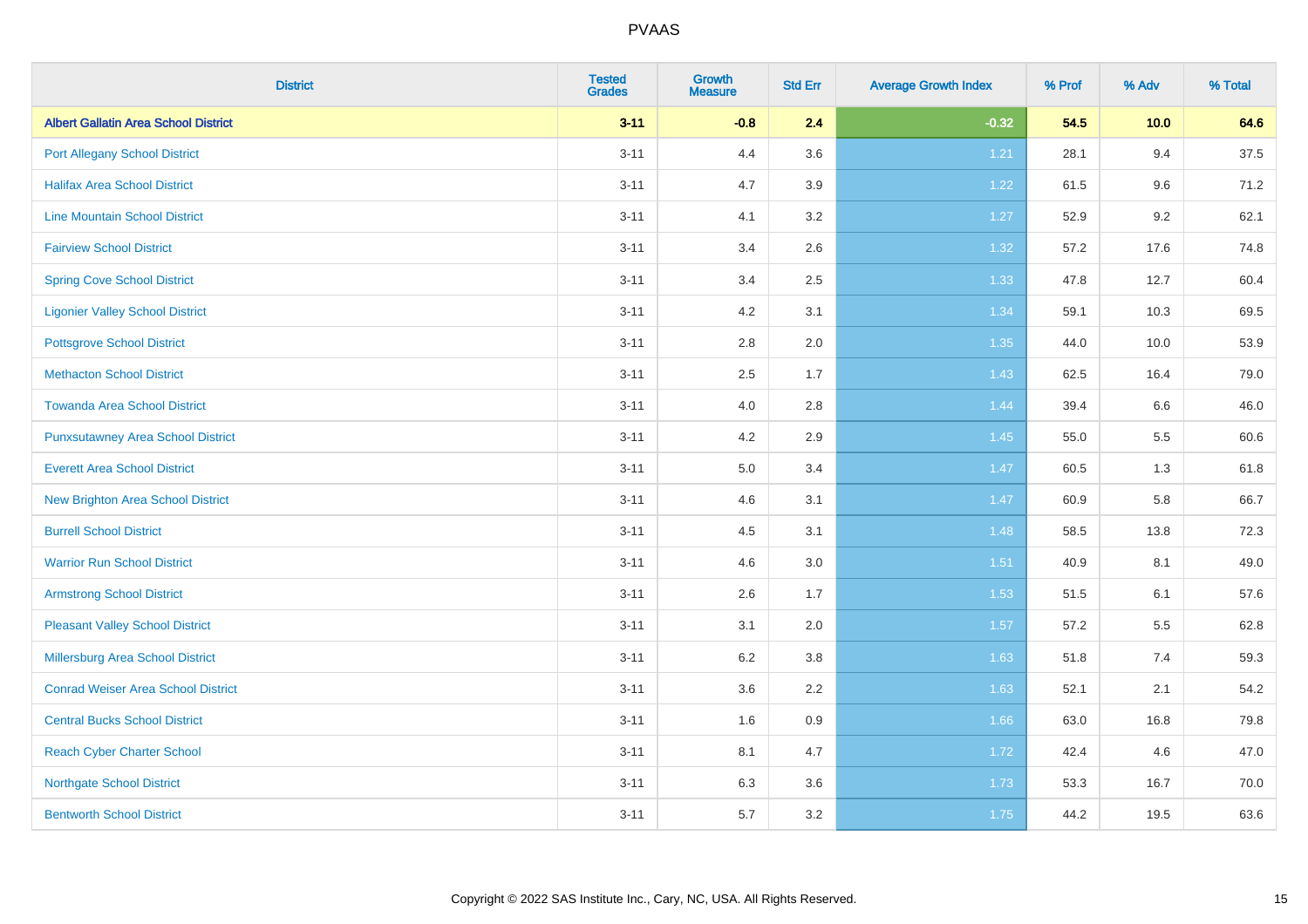| District | Tested Grades | Growth Measure | Std Err | Average Growth Index | % Prof | % Adv | % Total |
|---|---|---|---|---|---|---|---|
| **Albert Gallatin Area School District** | **3-11** | **-0.8** | **2.4** | **-0.32** | **54.5** | **10.0** | **64.6** |
| Port Allegany School District | 3-11 | 4.4 | 3.6 | 1.21 | 28.1 | 9.4 | 37.5 |
| Halifax Area School District | 3-11 | 4.7 | 3.9 | 1.22 | 61.5 | 9.6 | 71.2 |
| Line Mountain School District | 3-11 | 4.1 | 3.2 | 1.27 | 52.9 | 9.2 | 62.1 |
| Fairview School District | 3-11 | 3.4 | 2.6 | 1.32 | 57.2 | 17.6 | 74.8 |
| Spring Cove School District | 3-11 | 3.4 | 2.5 | 1.33 | 47.8 | 12.7 | 60.4 |
| Ligonier Valley School District | 3-11 | 4.2 | 3.1 | 1.34 | 59.1 | 10.3 | 69.5 |
| Pottsgrove School District | 3-11 | 2.8 | 2.0 | 1.35 | 44.0 | 10.0 | 53.9 |
| Methacton School District | 3-11 | 2.5 | 1.7 | 1.43 | 62.5 | 16.4 | 79.0 |
| Towanda Area School District | 3-11 | 4.0 | 2.8 | 1.44 | 39.4 | 6.6 | 46.0 |
| Punxsutawney Area School District | 3-11 | 4.2 | 2.9 | 1.45 | 55.0 | 5.5 | 60.6 |
| Everett Area School District | 3-11 | 5.0 | 3.4 | 1.47 | 60.5 | 1.3 | 61.8 |
| New Brighton Area School District | 3-11 | 4.6 | 3.1 | 1.47 | 60.9 | 5.8 | 66.7 |
| Burrell School District | 3-11 | 4.5 | 3.1 | 1.48 | 58.5 | 13.8 | 72.3 |
| Warrior Run School District | 3-11 | 4.6 | 3.0 | 1.51 | 40.9 | 8.1 | 49.0 |
| Armstrong School District | 3-11 | 2.6 | 1.7 | 1.53 | 51.5 | 6.1 | 57.6 |
| Pleasant Valley School District | 3-11 | 3.1 | 2.0 | 1.57 | 57.2 | 5.5 | 62.8 |
| Millersburg Area School District | 3-11 | 6.2 | 3.8 | 1.63 | 51.8 | 7.4 | 59.3 |
| Conrad Weiser Area School District | 3-11 | 3.6 | 2.2 | 1.63 | 52.1 | 2.1 | 54.2 |
| Central Bucks School District | 3-11 | 1.6 | 0.9 | 1.66 | 63.0 | 16.8 | 79.8 |
| Reach Cyber Charter School | 3-11 | 8.1 | 4.7 | 1.72 | 42.4 | 4.6 | 47.0 |
| Northgate School District | 3-11 | 6.3 | 3.6 | 1.73 | 53.3 | 16.7 | 70.0 |
| Bentworth School District | 3-11 | 5.7 | 3.2 | 1.75 | 44.2 | 19.5 | 63.6 |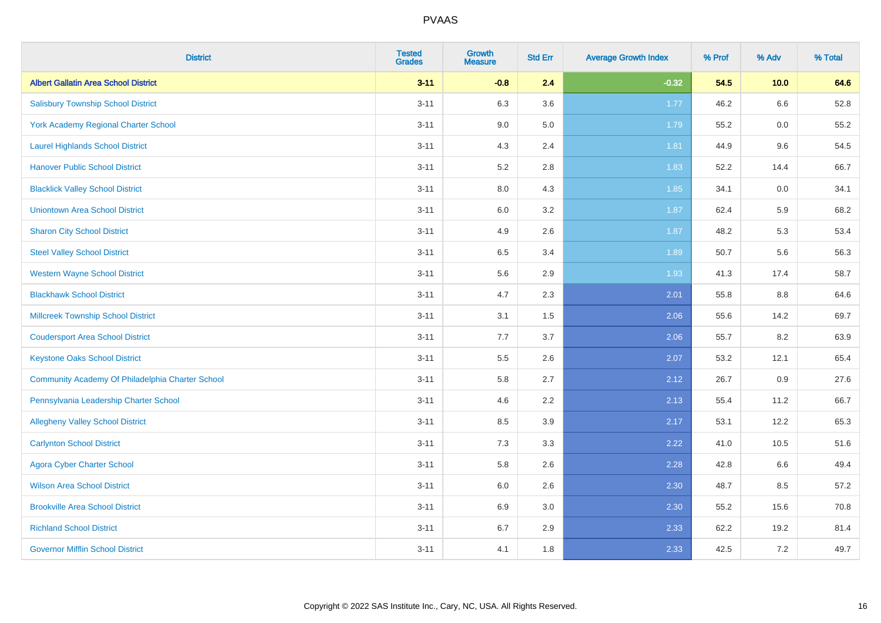| District | Tested Grades | Growth Measure | Std Err | Average Growth Index | % Prof | % Adv | % Total |
|---|---|---|---|---|---|---|---|
| **Albert Gallatin Area School District** | **3-11** | **-0.8** | **2.4** | **-0.32** | **54.5** | **10.0** | **64.6** |
| Salisbury Township School District | 3-11 | 6.3 | 3.6 | 1.77 | 46.2 | 6.6 | 52.8 |
| York Academy Regional Charter School | 3-11 | 9.0 | 5.0 | 1.79 | 55.2 | 0.0 | 55.2 |
| Laurel Highlands School District | 3-11 | 4.3 | 2.4 | 1.81 | 44.9 | 9.6 | 54.5 |
| Hanover Public School District | 3-11 | 5.2 | 2.8 | 1.83 | 52.2 | 14.4 | 66.7 |
| Blacklick Valley School District | 3-11 | 8.0 | 4.3 | 1.85 | 34.1 | 0.0 | 34.1 |
| Uniontown Area School District | 3-11 | 6.0 | 3.2 | 1.87 | 62.4 | 5.9 | 68.2 |
| Sharon City School District | 3-11 | 4.9 | 2.6 | 1.87 | 48.2 | 5.3 | 53.4 |
| Steel Valley School District | 3-11 | 6.5 | 3.4 | 1.89 | 50.7 | 5.6 | 56.3 |
| Western Wayne School District | 3-11 | 5.6 | 2.9 | 1.93 | 41.3 | 17.4 | 58.7 |
| Blackhawk School District | 3-11 | 4.7 | 2.3 | 2.01 | 55.8 | 8.8 | 64.6 |
| Millcreek Township School District | 3-11 | 3.1 | 1.5 | 2.06 | 55.6 | 14.2 | 69.7 |
| Coudersport Area School District | 3-11 | 7.7 | 3.7 | 2.06 | 55.7 | 8.2 | 63.9 |
| Keystone Oaks School District | 3-11 | 5.5 | 2.6 | 2.07 | 53.2 | 12.1 | 65.4 |
| Community Academy Of Philadelphia Charter School | 3-11 | 5.8 | 2.7 | 2.12 | 26.7 | 0.9 | 27.6 |
| Pennsylvania Leadership Charter School | 3-11 | 4.6 | 2.2 | 2.13 | 55.4 | 11.2 | 66.7 |
| Allegheny Valley School District | 3-11 | 8.5 | 3.9 | 2.17 | 53.1 | 12.2 | 65.3 |
| Carlynton School District | 3-11 | 7.3 | 3.3 | 2.22 | 41.0 | 10.5 | 51.6 |
| Agora Cyber Charter School | 3-11 | 5.8 | 2.6 | 2.28 | 42.8 | 6.6 | 49.4 |
| Wilson Area School District | 3-11 | 6.0 | 2.6 | 2.30 | 48.7 | 8.5 | 57.2 |
| Brookville Area School District | 3-11 | 6.9 | 3.0 | 2.30 | 55.2 | 15.6 | 70.8 |
| Richland School District | 3-11 | 6.7 | 2.9 | 2.33 | 62.2 | 19.2 | 81.4 |
| Governor Mifflin School District | 3-11 | 4.1 | 1.8 | 2.33 | 42.5 | 7.2 | 49.7 |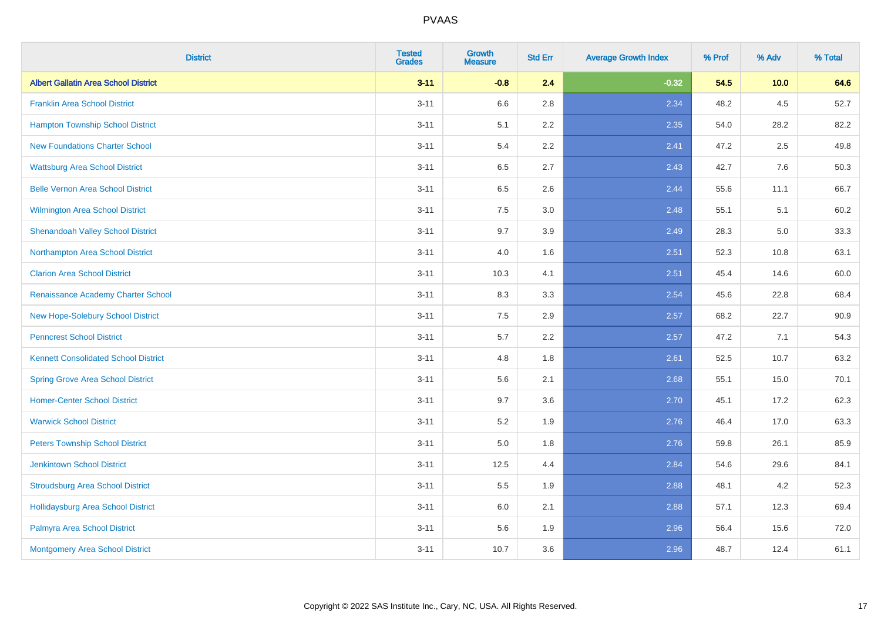| District | Tested Grades | Growth Measure | Std Err | Average Growth Index | % Prof | % Adv | % Total |
|---|---|---|---|---|---|---|---|
| **Albert Gallatin Area School District** | **3-11** | **-0.8** | **2.4** | **-0.32** | **54.5** | **10.0** | **64.6** |
| Franklin Area School District | 3-11 | 6.6 | 2.8 | 2.34 | 48.2 | 4.5 | 52.7 |
| Hampton Township School District | 3-11 | 5.1 | 2.2 | 2.35 | 54.0 | 28.2 | 82.2 |
| New Foundations Charter School | 3-11 | 5.4 | 2.2 | 2.41 | 47.2 | 2.5 | 49.8 |
| Wattsburg Area School District | 3-11 | 6.5 | 2.7 | 2.43 | 42.7 | 7.6 | 50.3 |
| Belle Vernon Area School District | 3-11 | 6.5 | 2.6 | 2.44 | 55.6 | 11.1 | 66.7 |
| Wilmington Area School District | 3-11 | 7.5 | 3.0 | 2.48 | 55.1 | 5.1 | 60.2 |
| Shenandoah Valley School District | 3-11 | 9.7 | 3.9 | 2.49 | 28.3 | 5.0 | 33.3 |
| Northampton Area School District | 3-11 | 4.0 | 1.6 | 2.51 | 52.3 | 10.8 | 63.1 |
| Clarion Area School District | 3-11 | 10.3 | 4.1 | 2.51 | 45.4 | 14.6 | 60.0 |
| Renaissance Academy Charter School | 3-11 | 8.3 | 3.3 | 2.54 | 45.6 | 22.8 | 68.4 |
| New Hope-Solebury School District | 3-11 | 7.5 | 2.9 | 2.57 | 68.2 | 22.7 | 90.9 |
| Penncrest School District | 3-11 | 5.7 | 2.2 | 2.57 | 47.2 | 7.1 | 54.3 |
| Kennett Consolidated School District | 3-11 | 4.8 | 1.8 | 2.61 | 52.5 | 10.7 | 63.2 |
| Spring Grove Area School District | 3-11 | 5.6 | 2.1 | 2.68 | 55.1 | 15.0 | 70.1 |
| Homer-Center School District | 3-11 | 9.7 | 3.6 | 2.70 | 45.1 | 17.2 | 62.3 |
| Warwick School District | 3-11 | 5.2 | 1.9 | 2.76 | 46.4 | 17.0 | 63.3 |
| Peters Township School District | 3-11 | 5.0 | 1.8 | 2.76 | 59.8 | 26.1 | 85.9 |
| Jenkintown School District | 3-11 | 12.5 | 4.4 | 2.84 | 54.6 | 29.6 | 84.1 |
| Stroudsburg Area School District | 3-11 | 5.5 | 1.9 | 2.88 | 48.1 | 4.2 | 52.3 |
| Hollidaysburg Area School District | 3-11 | 6.0 | 2.1 | 2.88 | 57.1 | 12.3 | 69.4 |
| Palmyra Area School District | 3-11 | 5.6 | 1.9 | 2.96 | 56.4 | 15.6 | 72.0 |
| Montgomery Area School District | 3-11 | 10.7 | 3.6 | 2.96 | 48.7 | 12.4 | 61.1 |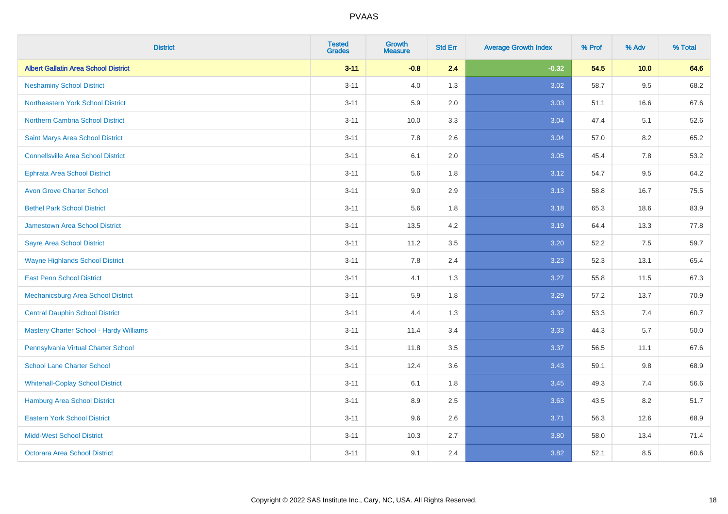| District | Tested Grades | Growth Measure | Std Err | Average Growth Index | % Prof | % Adv | % Total |
|---|---|---|---|---|---|---|---|
| **Albert Gallatin Area School District** | **3-11** | **-0.8** | **2.4** | **-0.32** | **54.5** | **10.0** | **64.6** |
| Neshaminy School District | 3-11 | 4.0 | 1.3 | 3.02 | 58.7 | 9.5 | 68.2 |
| Northeastern York School District | 3-11 | 5.9 | 2.0 | 3.03 | 51.1 | 16.6 | 67.6 |
| Northern Cambria School District | 3-11 | 10.0 | 3.3 | 3.04 | 47.4 | 5.1 | 52.6 |
| Saint Marys Area School District | 3-11 | 7.8 | 2.6 | 3.04 | 57.0 | 8.2 | 65.2 |
| Connellsville Area School District | 3-11 | 6.1 | 2.0 | 3.05 | 45.4 | 7.8 | 53.2 |
| Ephrata Area School District | 3-11 | 5.6 | 1.8 | 3.12 | 54.7 | 9.5 | 64.2 |
| Avon Grove Charter School | 3-11 | 9.0 | 2.9 | 3.13 | 58.8 | 16.7 | 75.5 |
| Bethel Park School District | 3-11 | 5.6 | 1.8 | 3.18 | 65.3 | 18.6 | 83.9 |
| Jamestown Area School District | 3-11 | 13.5 | 4.2 | 3.19 | 64.4 | 13.3 | 77.8 |
| Sayre Area School District | 3-11 | 11.2 | 3.5 | 3.20 | 52.2 | 7.5 | 59.7 |
| Wayne Highlands School District | 3-11 | 7.8 | 2.4 | 3.23 | 52.3 | 13.1 | 65.4 |
| East Penn School District | 3-11 | 4.1 | 1.3 | 3.27 | 55.8 | 11.5 | 67.3 |
| Mechanicsburg Area School District | 3-11 | 5.9 | 1.8 | 3.29 | 57.2 | 13.7 | 70.9 |
| Central Dauphin School District | 3-11 | 4.4 | 1.3 | 3.32 | 53.3 | 7.4 | 60.7 |
| Mastery Charter School - Hardy Williams | 3-11 | 11.4 | 3.4 | 3.33 | 44.3 | 5.7 | 50.0 |
| Pennsylvania Virtual Charter School | 3-11 | 11.8 | 3.5 | 3.37 | 56.5 | 11.1 | 67.6 |
| School Lane Charter School | 3-11 | 12.4 | 3.6 | 3.43 | 59.1 | 9.8 | 68.9 |
| Whitehall-Coplay School District | 3-11 | 6.1 | 1.8 | 3.45 | 49.3 | 7.4 | 56.6 |
| Hamburg Area School District | 3-11 | 8.9 | 2.5 | 3.63 | 43.5 | 8.2 | 51.7 |
| Eastern York School District | 3-11 | 9.6 | 2.6 | 3.71 | 56.3 | 12.6 | 68.9 |
| Midd-West School District | 3-11 | 10.3 | 2.7 | 3.80 | 58.0 | 13.4 | 71.4 |
| Octorara Area School District | 3-11 | 9.1 | 2.4 | 3.82 | 52.1 | 8.5 | 60.6 |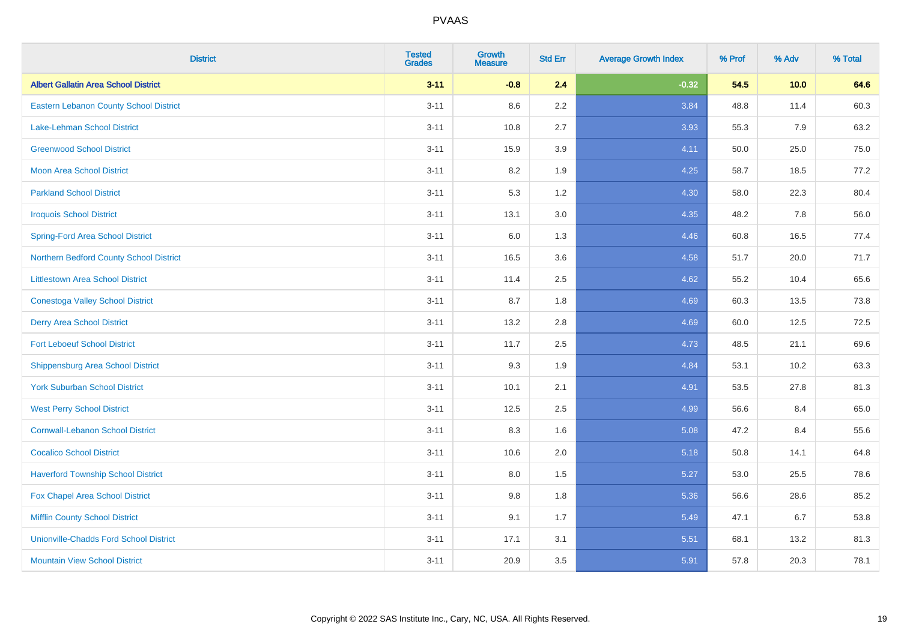# PVAAS

| District | Tested Grades | Growth Measure | Std Err | Average Growth Index | % Prof | % Adv | % Total |
|---|---|---|---|---|---|---|---|
| **Albert Gallatin Area School District** | **3-11** | **-0.8** | **2.4** | **-0.32** | **54.5** | **10.0** | **64.6** |
| Eastern Lebanon County School District | 3-11 | 8.6 | 2.2 | 3.84 | 48.8 | 11.4 | 60.3 |
| Lake-Lehman School District | 3-11 | 10.8 | 2.7 | 3.93 | 55.3 | 7.9 | 63.2 |
| Greenwood School District | 3-11 | 15.9 | 3.9 | 4.11 | 50.0 | 25.0 | 75.0 |
| Moon Area School District | 3-11 | 8.2 | 1.9 | 4.25 | 58.7 | 18.5 | 77.2 |
| Parkland School District | 3-11 | 5.3 | 1.2 | 4.30 | 58.0 | 22.3 | 80.4 |
| Iroquois School District | 3-11 | 13.1 | 3.0 | 4.35 | 48.2 | 7.8 | 56.0 |
| Spring-Ford Area School District | 3-11 | 6.0 | 1.3 | 4.46 | 60.8 | 16.5 | 77.4 |
| Northern Bedford County School District | 3-11 | 16.5 | 3.6 | 4.58 | 51.7 | 20.0 | 71.7 |
| Littlestown Area School District | 3-11 | 11.4 | 2.5 | 4.62 | 55.2 | 10.4 | 65.6 |
| Conestoga Valley School District | 3-11 | 8.7 | 1.8 | 4.69 | 60.3 | 13.5 | 73.8 |
| Derry Area School District | 3-11 | 13.2 | 2.8 | 4.69 | 60.0 | 12.5 | 72.5 |
| Fort Leboeuf School District | 3-11 | 11.7 | 2.5 | 4.73 | 48.5 | 21.1 | 69.6 |
| Shippensburg Area School District | 3-11 | 9.3 | 1.9 | 4.84 | 53.1 | 10.2 | 63.3 |
| York Suburban School District | 3-11 | 10.1 | 2.1 | 4.91 | 53.5 | 27.8 | 81.3 |
| West Perry School District | 3-11 | 12.5 | 2.5 | 4.99 | 56.6 | 8.4 | 65.0 |
| Cornwall-Lebanon School District | 3-11 | 8.3 | 1.6 | 5.08 | 47.2 | 8.4 | 55.6 |
| Cocalico School District | 3-11 | 10.6 | 2.0 | 5.18 | 50.8 | 14.1 | 64.8 |
| Haverford Township School District | 3-11 | 8.0 | 1.5 | 5.27 | 53.0 | 25.5 | 78.6 |
| Fox Chapel Area School District | 3-11 | 9.8 | 1.8 | 5.36 | 56.6 | 28.6 | 85.2 |
| Mifflin County School District | 3-11 | 9.1 | 1.7 | 5.49 | 47.1 | 6.7 | 53.8 |
| Unionville-Chadds Ford School District | 3-11 | 17.1 | 3.1 | 5.51 | 68.1 | 13.2 | 81.3 |
| Mountain View School District | 3-11 | 20.9 | 3.5 | 5.91 | 57.8 | 20.3 | 78.1 |

Copyright © 2022 SAS Institute Inc., Cary, NC, USA. All Rights Reserved.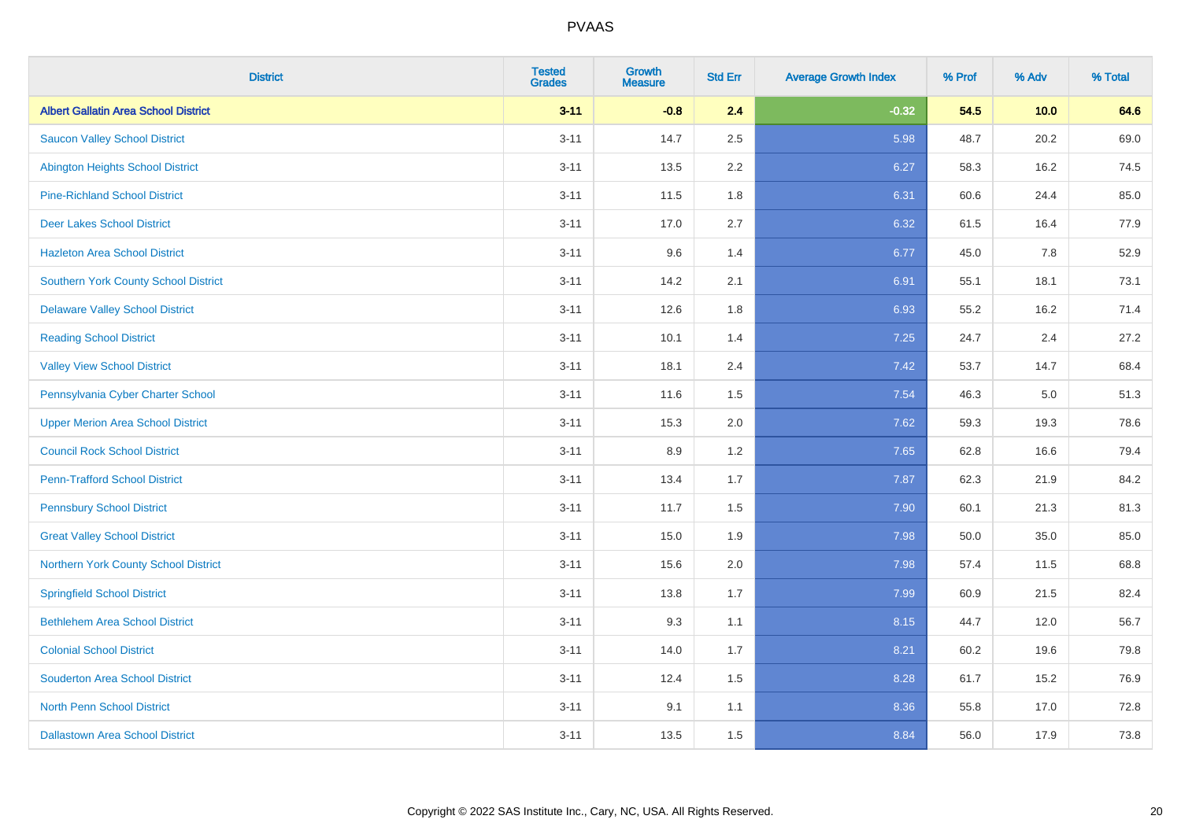| District | Tested Grades | Growth Measure | Std Err | Average Growth Index | % Prof | % Adv | % Total |
|---|---|---|---|---|---|---|---|
| **Albert Gallatin Area School District** | **3-11** | **-0.8** | **2.4** | **-0.32** | **54.5** | **10.0** | **64.6** |
| Saucon Valley School District | 3-11 | 14.7 | 2.5 | 5.98 | 48.7 | 20.2 | 69.0 |
| Abington Heights School District | 3-11 | 13.5 | 2.2 | 6.27 | 58.3 | 16.2 | 74.5 |
| Pine-Richland School District | 3-11 | 11.5 | 1.8 | 6.31 | 60.6 | 24.4 | 85.0 |
| Deer Lakes School District | 3-11 | 17.0 | 2.7 | 6.32 | 61.5 | 16.4 | 77.9 |
| Hazleton Area School District | 3-11 | 9.6 | 1.4 | 6.77 | 45.0 | 7.8 | 52.9 |
| Southern York County School District | 3-11 | 14.2 | 2.1 | 6.91 | 55.1 | 18.1 | 73.1 |
| Delaware Valley School District | 3-11 | 12.6 | 1.8 | 6.93 | 55.2 | 16.2 | 71.4 |
| Reading School District | 3-11 | 10.1 | 1.4 | 7.25 | 24.7 | 2.4 | 27.2 |
| Valley View School District | 3-11 | 18.1 | 2.4 | 7.42 | 53.7 | 14.7 | 68.4 |
| Pennsylvania Cyber Charter School | 3-11 | 11.6 | 1.5 | 7.54 | 46.3 | 5.0 | 51.3 |
| Upper Merion Area School District | 3-11 | 15.3 | 2.0 | 7.62 | 59.3 | 19.3 | 78.6 |
| Council Rock School District | 3-11 | 8.9 | 1.2 | 7.65 | 62.8 | 16.6 | 79.4 |
| Penn-Trafford School District | 3-11 | 13.4 | 1.7 | 7.87 | 62.3 | 21.9 | 84.2 |
| Pennsbury School District | 3-11 | 11.7 | 1.5 | 7.90 | 60.1 | 21.3 | 81.3 |
| Great Valley School District | 3-11 | 15.0 | 1.9 | 7.98 | 50.0 | 35.0 | 85.0 |
| Northern York County School District | 3-11 | 15.6 | 2.0 | 7.98 | 57.4 | 11.5 | 68.8 |
| Springfield School District | 3-11 | 13.8 | 1.7 | 7.99 | 60.9 | 21.5 | 82.4 |
| Bethlehem Area School District | 3-11 | 9.3 | 1.1 | 8.15 | 44.7 | 12.0 | 56.7 |
| Colonial School District | 3-11 | 14.0 | 1.7 | 8.21 | 60.2 | 19.6 | 79.8 |
| Souderton Area School District | 3-11 | 12.4 | 1.5 | 8.28 | 61.7 | 15.2 | 76.9 |
| North Penn School District | 3-11 | 9.1 | 1.1 | 8.36 | 55.8 | 17.0 | 72.8 |
| Dallastown Area School District | 3-11 | 13.5 | 1.5 | 8.84 | 56.0 | 17.9 | 73.8 |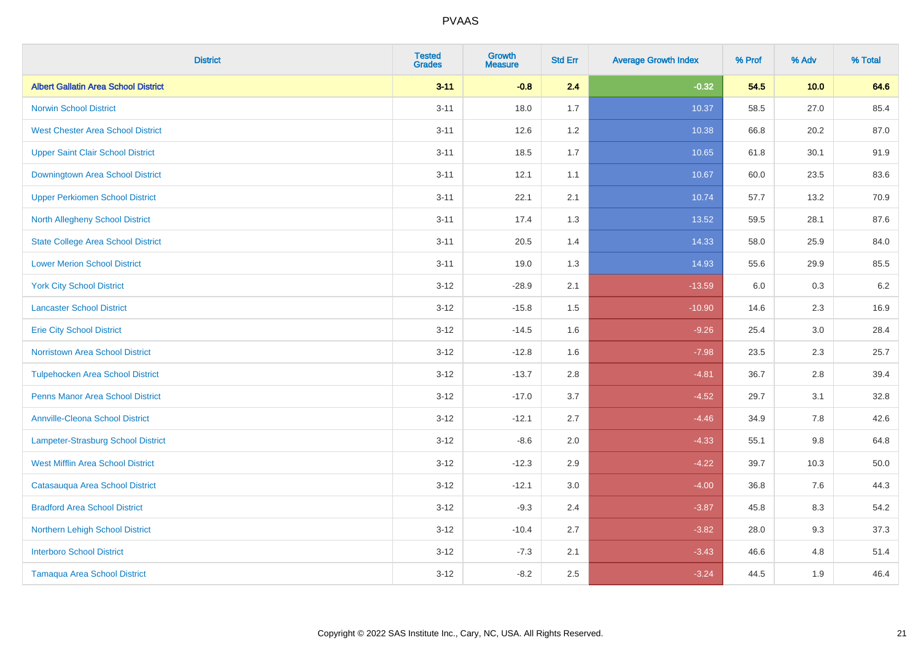| District | Tested Grades | Growth Measure | Std Err | Average Growth Index | % Prof | % Adv | % Total |
|---|---|---|---|---|---|---|---|
| **Albert Gallatin Area School District** | **3-11** | **-0.8** | **2.4** | **-0.32** | **54.5** | **10.0** | **64.6** |
| Norwin School District | 3-11 | 18.0 | 1.7 | 10.37 | 58.5 | 27.0 | 85.4 |
| West Chester Area School District | 3-11 | 12.6 | 1.2 | 10.38 | 66.8 | 20.2 | 87.0 |
| Upper Saint Clair School District | 3-11 | 18.5 | 1.7 | 10.65 | 61.8 | 30.1 | 91.9 |
| Downingtown Area School District | 3-11 | 12.1 | 1.1 | 10.67 | 60.0 | 23.5 | 83.6 |
| Upper Perkiomen School District | 3-11 | 22.1 | 2.1 | 10.74 | 57.7 | 13.2 | 70.9 |
| North Allegheny School District | 3-11 | 17.4 | 1.3 | 13.52 | 59.5 | 28.1 | 87.6 |
| State College Area School District | 3-11 | 20.5 | 1.4 | 14.33 | 58.0 | 25.9 | 84.0 |
| Lower Merion School District | 3-11 | 19.0 | 1.3 | 14.93 | 55.6 | 29.9 | 85.5 |
| York City School District | 3-12 | -28.9 | 2.1 | -13.59 | 6.0 | 0.3 | 6.2 |
| Lancaster School District | 3-12 | -15.8 | 1.5 | -10.90 | 14.6 | 2.3 | 16.9 |
| Erie City School District | 3-12 | -14.5 | 1.6 | -9.26 | 25.4 | 3.0 | 28.4 |
| Norristown Area School District | 3-12 | -12.8 | 1.6 | -7.98 | 23.5 | 2.3 | 25.7 |
| Tulpehocken Area School District | 3-12 | -13.7 | 2.8 | -4.81 | 36.7 | 2.8 | 39.4 |
| Penns Manor Area School District | 3-12 | -17.0 | 3.7 | -4.52 | 29.7 | 3.1 | 32.8 |
| Annville-Cleona School District | 3-12 | -12.1 | 2.7 | -4.46 | 34.9 | 7.8 | 42.6 |
| Lampeter-Strasburg School District | 3-12 | -8.6 | 2.0 | -4.33 | 55.1 | 9.8 | 64.8 |
| West Mifflin Area School District | 3-12 | -12.3 | 2.9 | -4.22 | 39.7 | 10.3 | 50.0 |
| Catasauqua Area School District | 3-12 | -12.1 | 3.0 | -4.00 | 36.8 | 7.6 | 44.3 |
| Bradford Area School District | 3-12 | -9.3 | 2.4 | -3.87 | 45.8 | 8.3 | 54.2 |
| Northern Lehigh School District | 3-12 | -10.4 | 2.7 | -3.82 | 28.0 | 9.3 | 37.3 |
| Interboro School District | 3-12 | -7.3 | 2.1 | -3.43 | 46.6 | 4.8 | 51.4 |
| Tamaqua Area School District | 3-12 | -8.2 | 2.5 | -3.24 | 44.5 | 1.9 | 46.4 |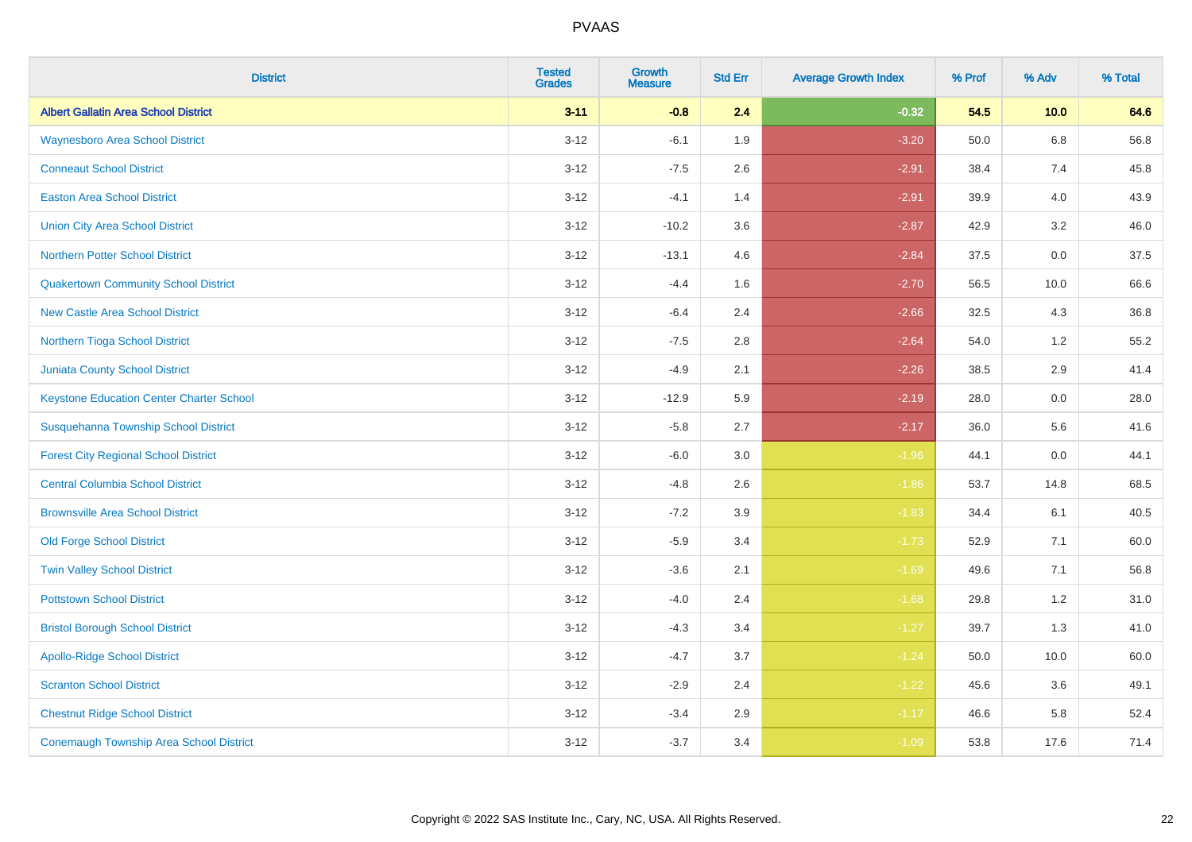| District | Tested Grades | Growth Measure | Std Err | Average Growth Index | % Prof | % Adv | % Total |
|---|---|---|---|---|---|---|---|
| **Albert Gallatin Area School District** | **3-11** | **-0.8** | **2.4** | **-0.32** | **54.5** | **10.0** | **64.6** |
| Waynesboro Area School District | 3-12 | -6.1 | 1.9 | -3.20 | 50.0 | 6.8 | 56.8 |
| Conneaut School District | 3-12 | -7.5 | 2.6 | -2.91 | 38.4 | 7.4 | 45.8 |
| Easton Area School District | 3-12 | -4.1 | 1.4 | -2.91 | 39.9 | 4.0 | 43.9 |
| Union City Area School District | 3-12 | -10.2 | 3.6 | -2.87 | 42.9 | 3.2 | 46.0 |
| Northern Potter School District | 3-12 | -13.1 | 4.6 | -2.84 | 37.5 | 0.0 | 37.5 |
| Quakertown Community School District | 3-12 | -4.4 | 1.6 | -2.70 | 56.5 | 10.0 | 66.6 |
| New Castle Area School District | 3-12 | -6.4 | 2.4 | -2.66 | 32.5 | 4.3 | 36.8 |
| Northern Tioga School District | 3-12 | -7.5 | 2.8 | -2.64 | 54.0 | 1.2 | 55.2 |
| Juniata County School District | 3-12 | -4.9 | 2.1 | -2.26 | 38.5 | 2.9 | 41.4 |
| Keystone Education Center Charter School | 3-12 | -12.9 | 5.9 | -2.19 | 28.0 | 0.0 | 28.0 |
| Susquehanna Township School District | 3-12 | -5.8 | 2.7 | -2.17 | 36.0 | 5.6 | 41.6 |
| Forest City Regional School District | 3-12 | -6.0 | 3.0 | -1.96 | 44.1 | 0.0 | 44.1 |
| Central Columbia School District | 3-12 | -4.8 | 2.6 | -1.86 | 53.7 | 14.8 | 68.5 |
| Brownsville Area School District | 3-12 | -7.2 | 3.9 | -1.83 | 34.4 | 6.1 | 40.5 |
| Old Forge School District | 3-12 | -5.9 | 3.4 | -1.73 | 52.9 | 7.1 | 60.0 |
| Twin Valley School District | 3-12 | -3.6 | 2.1 | -1.69 | 49.6 | 7.1 | 56.8 |
| Pottstown School District | 3-12 | -4.0 | 2.4 | -1.68 | 29.8 | 1.2 | 31.0 |
| Bristol Borough School District | 3-12 | -4.3 | 3.4 | -1.27 | 39.7 | 1.3 | 41.0 |
| Apollo-Ridge School District | 3-12 | -4.7 | 3.7 | -1.24 | 50.0 | 10.0 | 60.0 |
| Scranton School District | 3-12 | -2.9 | 2.4 | -1.22 | 45.6 | 3.6 | 49.1 |
| Chestnut Ridge School District | 3-12 | -3.4 | 2.9 | -1.17 | 46.6 | 5.8 | 52.4 |
| Conemaugh Township Area School District | 3-12 | -3.7 | 3.4 | -1.09 | 53.8 | 17.6 | 71.4 |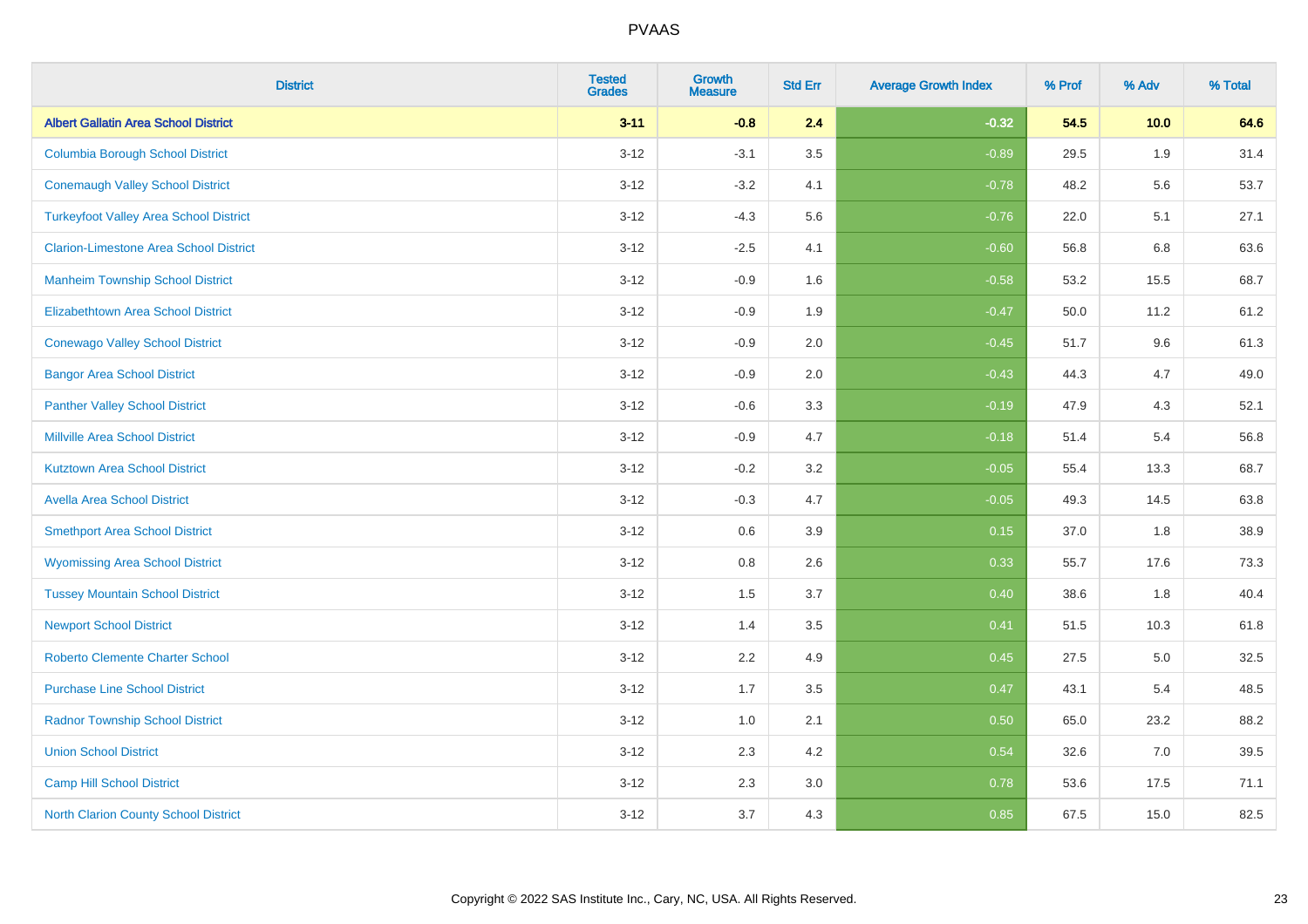# PVAAS

| District | Tested Grades | Growth Measure | Std Err | Average Growth Index | % Prof | % Adv | % Total |
|---|---|---|---|---|---|---|---|
| **Albert Gallatin Area School District** | **3-11** | **-0.8** | **2.4** | **-0.32** | **54.5** | **10.0** | **64.6** |
| Columbia Borough School District | 3-12 | -3.1 | 3.5 | -0.89 | 29.5 | 1.9 | 31.4 |
| Conemaugh Valley School District | 3-12 | -3.2 | 4.1 | -0.78 | 48.2 | 5.6 | 53.7 |
| Turkeyfoot Valley Area School District | 3-12 | -4.3 | 5.6 | -0.76 | 22.0 | 5.1 | 27.1 |
| Clarion-Limestone Area School District | 3-12 | -2.5 | 4.1 | -0.60 | 56.8 | 6.8 | 63.6 |
| Manheim Township School District | 3-12 | -0.9 | 1.6 | -0.58 | 53.2 | 15.5 | 68.7 |
| Elizabethtown Area School District | 3-12 | -0.9 | 1.9 | -0.47 | 50.0 | 11.2 | 61.2 |
| Conewago Valley School District | 3-12 | -0.9 | 2.0 | -0.45 | 51.7 | 9.6 | 61.3 |
| Bangor Area School District | 3-12 | -0.9 | 2.0 | -0.43 | 44.3 | 4.7 | 49.0 |
| Panther Valley School District | 3-12 | -0.6 | 3.3 | -0.19 | 47.9 | 4.3 | 52.1 |
| Millville Area School District | 3-12 | -0.9 | 4.7 | -0.18 | 51.4 | 5.4 | 56.8 |
| Kutztown Area School District | 3-12 | -0.2 | 3.2 | -0.05 | 55.4 | 13.3 | 68.7 |
| Avella Area School District | 3-12 | -0.3 | 4.7 | -0.05 | 49.3 | 14.5 | 63.8 |
| Smethport Area School District | 3-12 | 0.6 | 3.9 | 0.15 | 37.0 | 1.8 | 38.9 |
| Wyomissing Area School District | 3-12 | 0.8 | 2.6 | 0.33 | 55.7 | 17.6 | 73.3 |
| Tussey Mountain School District | 3-12 | 1.5 | 3.7 | 0.40 | 38.6 | 1.8 | 40.4 |
| Newport School District | 3-12 | 1.4 | 3.5 | 0.41 | 51.5 | 10.3 | 61.8 |
| Roberto Clemente Charter School | 3-12 | 2.2 | 4.9 | 0.45 | 27.5 | 5.0 | 32.5 |
| Purchase Line School District | 3-12 | 1.7 | 3.5 | 0.47 | 43.1 | 5.4 | 48.5 |
| Radnor Township School District | 3-12 | 1.0 | 2.1 | 0.50 | 65.0 | 23.2 | 88.2 |
| Union School District | 3-12 | 2.3 | 4.2 | 0.54 | 32.6 | 7.0 | 39.5 |
| Camp Hill School District | 3-12 | 2.3 | 3.0 | 0.78 | 53.6 | 17.5 | 71.1 |
| North Clarion County School District | 3-12 | 3.7 | 4.3 | 0.85 | 67.5 | 15.0 | 82.5 |

Copyright © 2022 SAS Institute Inc., Cary, NC, USA. All Rights Reserved.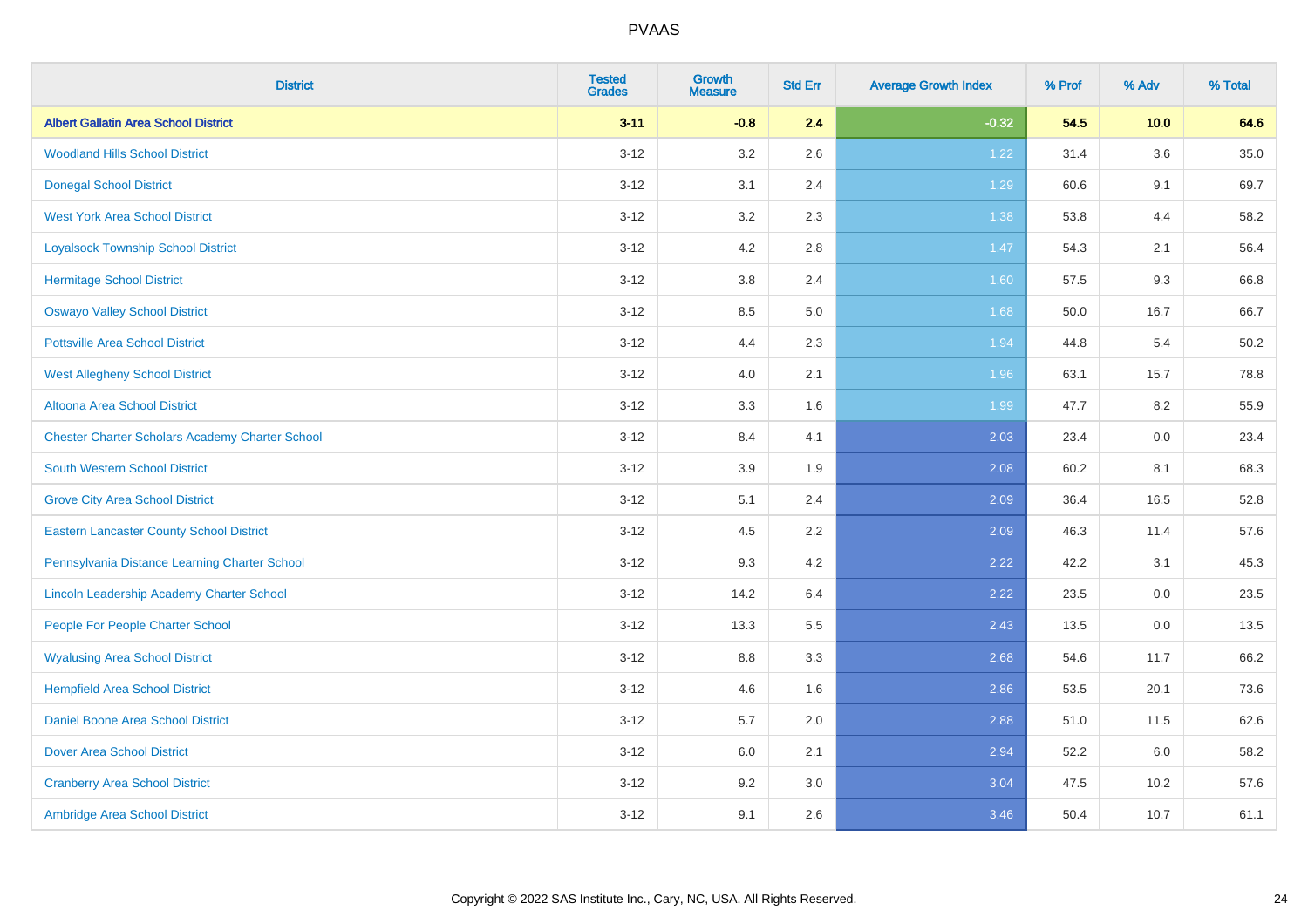# PVAAS

| District | Tested Grades | Growth Measure | Std Err | Average Growth Index | % Prof | % Adv | % Total |
|---|---|---|---|---|---|---|---|
| **Albert Gallatin Area School District** | **3-11** | **-0.8** | **2.4** | **-0.32** | **54.5** | **10.0** | **64.6** |
| Woodland Hills School District | 3-12 | 3.2 | 2.6 | 1.22 | 31.4 | 3.6 | 35.0 |
| Donegal School District | 3-12 | 3.1 | 2.4 | 1.29 | 60.6 | 9.1 | 69.7 |
| West York Area School District | 3-12 | 3.2 | 2.3 | 1.38 | 53.8 | 4.4 | 58.2 |
| Loyalsock Township School District | 3-12 | 4.2 | 2.8 | 1.47 | 54.3 | 2.1 | 56.4 |
| Hermitage School District | 3-12 | 3.8 | 2.4 | 1.60 | 57.5 | 9.3 | 66.8 |
| Oswayo Valley School District | 3-12 | 8.5 | 5.0 | 1.68 | 50.0 | 16.7 | 66.7 |
| Pottsville Area School District | 3-12 | 4.4 | 2.3 | 1.94 | 44.8 | 5.4 | 50.2 |
| West Allegheny School District | 3-12 | 4.0 | 2.1 | 1.96 | 63.1 | 15.7 | 78.8 |
| Altoona Area School District | 3-12 | 3.3 | 1.6 | 1.99 | 47.7 | 8.2 | 55.9 |
| Chester Charter Scholars Academy Charter School | 3-12 | 8.4 | 4.1 | 2.03 | 23.4 | 0.0 | 23.4 |
| South Western School District | 3-12 | 3.9 | 1.9 | 2.08 | 60.2 | 8.1 | 68.3 |
| Grove City Area School District | 3-12 | 5.1 | 2.4 | 2.09 | 36.4 | 16.5 | 52.8 |
| Eastern Lancaster County School District | 3-12 | 4.5 | 2.2 | 2.09 | 46.3 | 11.4 | 57.6 |
| Pennsylvania Distance Learning Charter School | 3-12 | 9.3 | 4.2 | 2.22 | 42.2 | 3.1 | 45.3 |
| Lincoln Leadership Academy Charter School | 3-12 | 14.2 | 6.4 | 2.22 | 23.5 | 0.0 | 23.5 |
| People For People Charter School | 3-12 | 13.3 | 5.5 | 2.43 | 13.5 | 0.0 | 13.5 |
| Wyalusing Area School District | 3-12 | 8.8 | 3.3 | 2.68 | 54.6 | 11.7 | 66.2 |
| Hempfield Area School District | 3-12 | 4.6 | 1.6 | 2.86 | 53.5 | 20.1 | 73.6 |
| Daniel Boone Area School District | 3-12 | 5.7 | 2.0 | 2.88 | 51.0 | 11.5 | 62.6 |
| Dover Area School District | 3-12 | 6.0 | 2.1 | 2.94 | 52.2 | 6.0 | 58.2 |
| Cranberry Area School District | 3-12 | 9.2 | 3.0 | 3.04 | 47.5 | 10.2 | 57.6 |
| Ambridge Area School District | 3-12 | 9.1 | 2.6 | 3.46 | 50.4 | 10.7 | 61.1 |

Copyright © 2022 SAS Institute Inc., Cary, NC, USA. All Rights Reserved.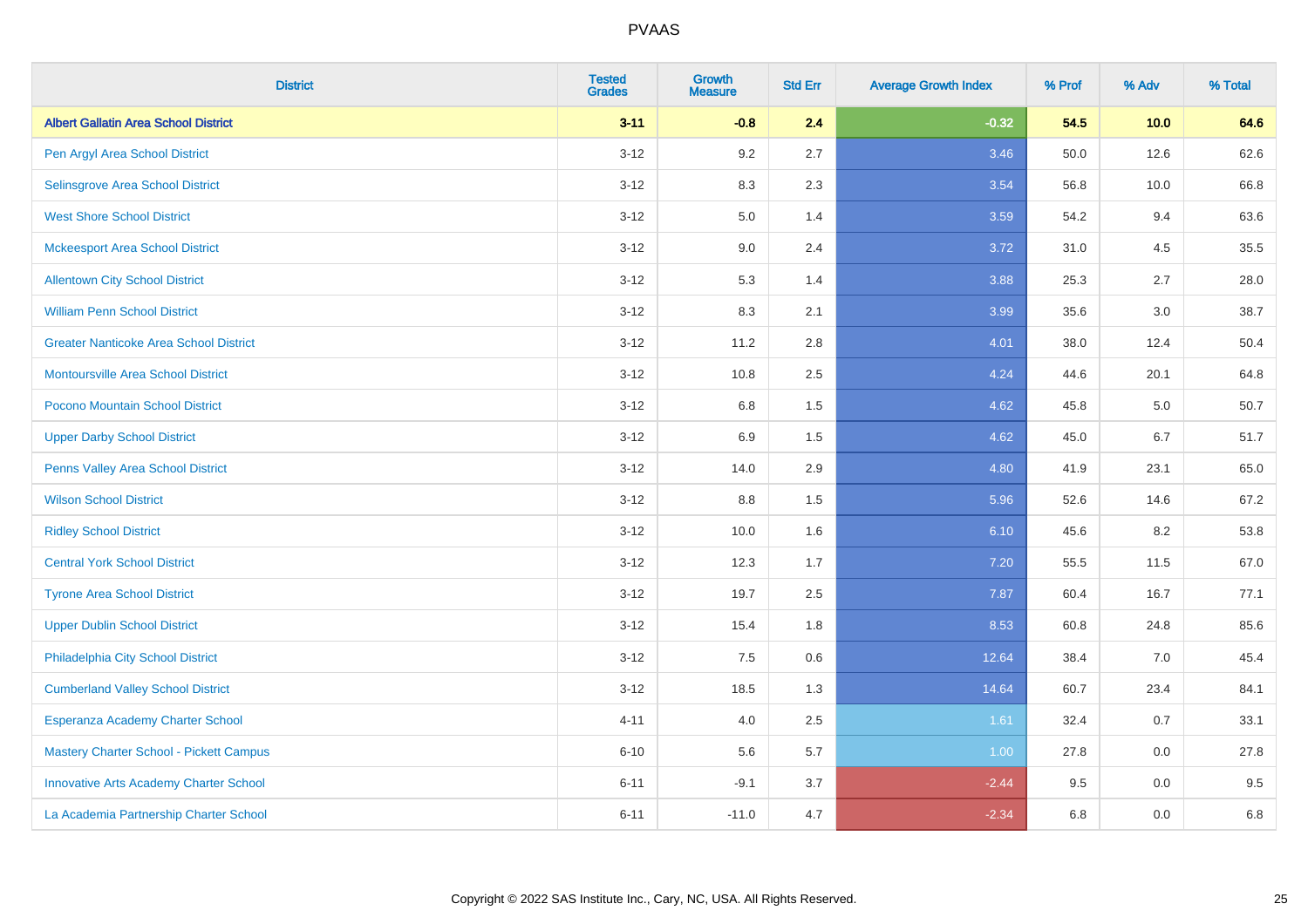| District | Tested Grades | Growth Measure | Std Err | Average Growth Index | % Prof | % Adv | % Total |
|---|---|---|---|---|---|---|---|
| **Albert Gallatin Area School District** | **3-11** | **-0.8** | **2.4** | **-0.32** | **54.5** | **10.0** | **64.6** |
| Pen Argyl Area School District | 3-12 | 9.2 | 2.7 | 3.46 | 50.0 | 12.6 | 62.6 |
| Selinsgrove Area School District | 3-12 | 8.3 | 2.3 | 3.54 | 56.8 | 10.0 | 66.8 |
| West Shore School District | 3-12 | 5.0 | 1.4 | 3.59 | 54.2 | 9.4 | 63.6 |
| Mckeesport Area School District | 3-12 | 9.0 | 2.4 | 3.72 | 31.0 | 4.5 | 35.5 |
| Allentown City School District | 3-12 | 5.3 | 1.4 | 3.88 | 25.3 | 2.7 | 28.0 |
| William Penn School District | 3-12 | 8.3 | 2.1 | 3.99 | 35.6 | 3.0 | 38.7 |
| Greater Nanticoke Area School District | 3-12 | 11.2 | 2.8 | 4.01 | 38.0 | 12.4 | 50.4 |
| Montoursville Area School District | 3-12 | 10.8 | 2.5 | 4.24 | 44.6 | 20.1 | 64.8 |
| Pocono Mountain School District | 3-12 | 6.8 | 1.5 | 4.62 | 45.8 | 5.0 | 50.7 |
| Upper Darby School District | 3-12 | 6.9 | 1.5 | 4.62 | 45.0 | 6.7 | 51.7 |
| Penns Valley Area School District | 3-12 | 14.0 | 2.9 | 4.80 | 41.9 | 23.1 | 65.0 |
| Wilson School District | 3-12 | 8.8 | 1.5 | 5.96 | 52.6 | 14.6 | 67.2 |
| Ridley School District | 3-12 | 10.0 | 1.6 | 6.10 | 45.6 | 8.2 | 53.8 |
| Central York School District | 3-12 | 12.3 | 1.7 | 7.20 | 55.5 | 11.5 | 67.0 |
| Tyrone Area School District | 3-12 | 19.7 | 2.5 | 7.87 | 60.4 | 16.7 | 77.1 |
| Upper Dublin School District | 3-12 | 15.4 | 1.8 | 8.53 | 60.8 | 24.8 | 85.6 |
| Philadelphia City School District | 3-12 | 7.5 | 0.6 | 12.64 | 38.4 | 7.0 | 45.4 |
| Cumberland Valley School District | 3-12 | 18.5 | 1.3 | 14.64 | 60.7 | 23.4 | 84.1 |
| Esperanza Academy Charter School | 4-11 | 4.0 | 2.5 | 1.61 | 32.4 | 0.7 | 33.1 |
| Mastery Charter School - Pickett Campus | 6-10 | 5.6 | 5.7 | 1.00 | 27.8 | 0.0 | 27.8 |
| Innovative Arts Academy Charter School | 6-11 | -9.1 | 3.7 | -2.44 | 9.5 | 0.0 | 9.5 |
| La Academia Partnership Charter School | 6-11 | -11.0 | 4.7 | -2.34 | 6.8 | 0.0 | 6.8 |

Copyright © 2022 SAS Institute Inc., Cary, NC, USA. All Rights Reserved.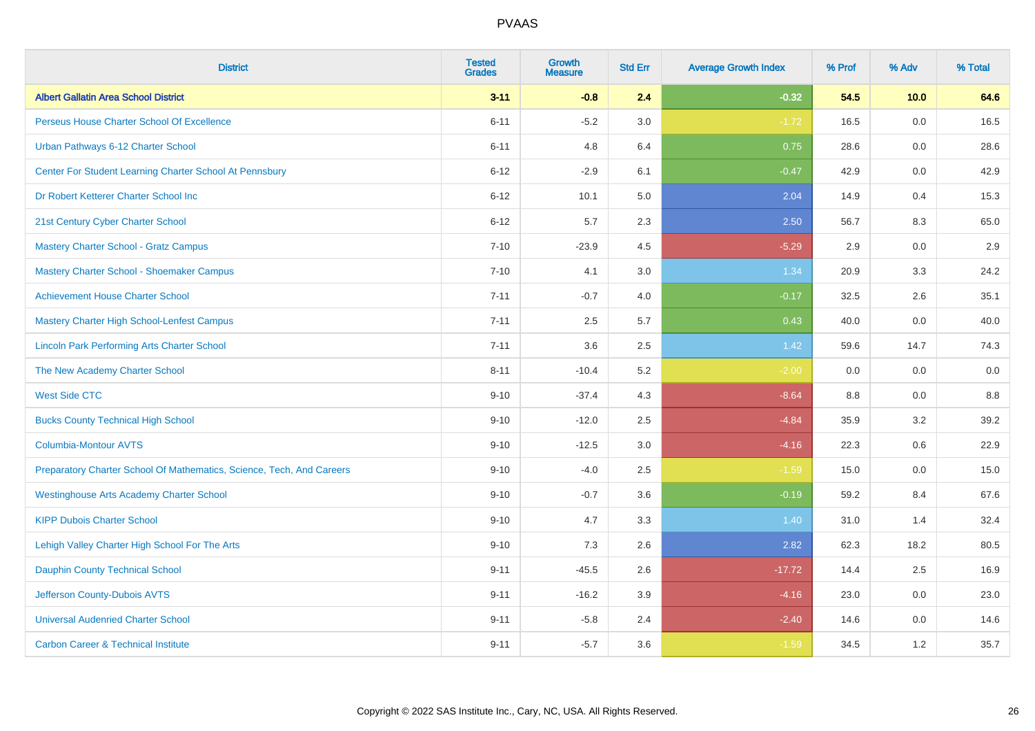# PVAAS

| District | Tested Grades | Growth Measure | Std Err | Average Growth Index | % Prof | % Adv | % Total |
|---|---|---|---|---|---|---|---|
| **Albert Gallatin Area School District** | **3-11** | **-0.8** | **2.4** | **-0.32** | **54.5** | **10.0** | **64.6** |
| Perseus House Charter School Of Excellence | 6-11 | -5.2 | 3.0 | -1.72 | 16.5 | 0.0 | 16.5 |
| Urban Pathways 6-12 Charter School | 6-11 | 4.8 | 6.4 | 0.75 | 28.6 | 0.0 | 28.6 |
| Center For Student Learning Charter School At Pennsbury | 6-12 | -2.9 | 6.1 | -0.47 | 42.9 | 0.0 | 42.9 |
| Dr Robert Ketterer Charter School Inc | 6-12 | 10.1 | 5.0 | 2.04 | 14.9 | 0.4 | 15.3 |
| 21st Century Cyber Charter School | 6-12 | 5.7 | 2.3 | 2.50 | 56.7 | 8.3 | 65.0 |
| Mastery Charter School - Gratz Campus | 7-10 | -23.9 | 4.5 | -5.29 | 2.9 | 0.0 | 2.9 |
| Mastery Charter School - Shoemaker Campus | 7-10 | 4.1 | 3.0 | 1.34 | 20.9 | 3.3 | 24.2 |
| Achievement House Charter School | 7-11 | -0.7 | 4.0 | -0.17 | 32.5 | 2.6 | 35.1 |
| Mastery Charter High School-Lenfest Campus | 7-11 | 2.5 | 5.7 | 0.43 | 40.0 | 0.0 | 40.0 |
| Lincoln Park Performing Arts Charter School | 7-11 | 3.6 | 2.5 | 1.42 | 59.6 | 14.7 | 74.3 |
| The New Academy Charter School | 8-11 | -10.4 | 5.2 | -2.00 | 0.0 | 0.0 | 0.0 |
| West Side CTC | 9-10 | -37.4 | 4.3 | -8.64 | 8.8 | 0.0 | 8.8 |
| Bucks County Technical High School | 9-10 | -12.0 | 2.5 | -4.84 | 35.9 | 3.2 | 39.2 |
| Columbia-Montour AVTS | 9-10 | -12.5 | 3.0 | -4.16 | 22.3 | 0.6 | 22.9 |
| Preparatory Charter School Of Mathematics, Science, Tech, And Careers | 9-10 | -4.0 | 2.5 | -1.59 | 15.0 | 0.0 | 15.0 |
| Westinghouse Arts Academy Charter School | 9-10 | -0.7 | 3.6 | -0.19 | 59.2 | 8.4 | 67.6 |
| KIPP Dubois Charter School | 9-10 | 4.7 | 3.3 | 1.40 | 31.0 | 1.4 | 32.4 |
| Lehigh Valley Charter High School For The Arts | 9-10 | 7.3 | 2.6 | 2.82 | 62.3 | 18.2 | 80.5 |
| Dauphin County Technical School | 9-11 | -45.5 | 2.6 | -17.72 | 14.4 | 2.5 | 16.9 |
| Jefferson County-Dubois AVTS | 9-11 | -16.2 | 3.9 | -4.16 | 23.0 | 0.0 | 23.0 |
| Universal Audenried Charter School | 9-11 | -5.8 | 2.4 | -2.40 | 14.6 | 0.0 | 14.6 |
| Carbon Career & Technical Institute | 9-11 | -5.7 | 3.6 | -1.59 | 34.5 | 1.2 | 35.7 |

Copyright © 2022 SAS Institute Inc., Cary, NC, USA. All Rights Reserved.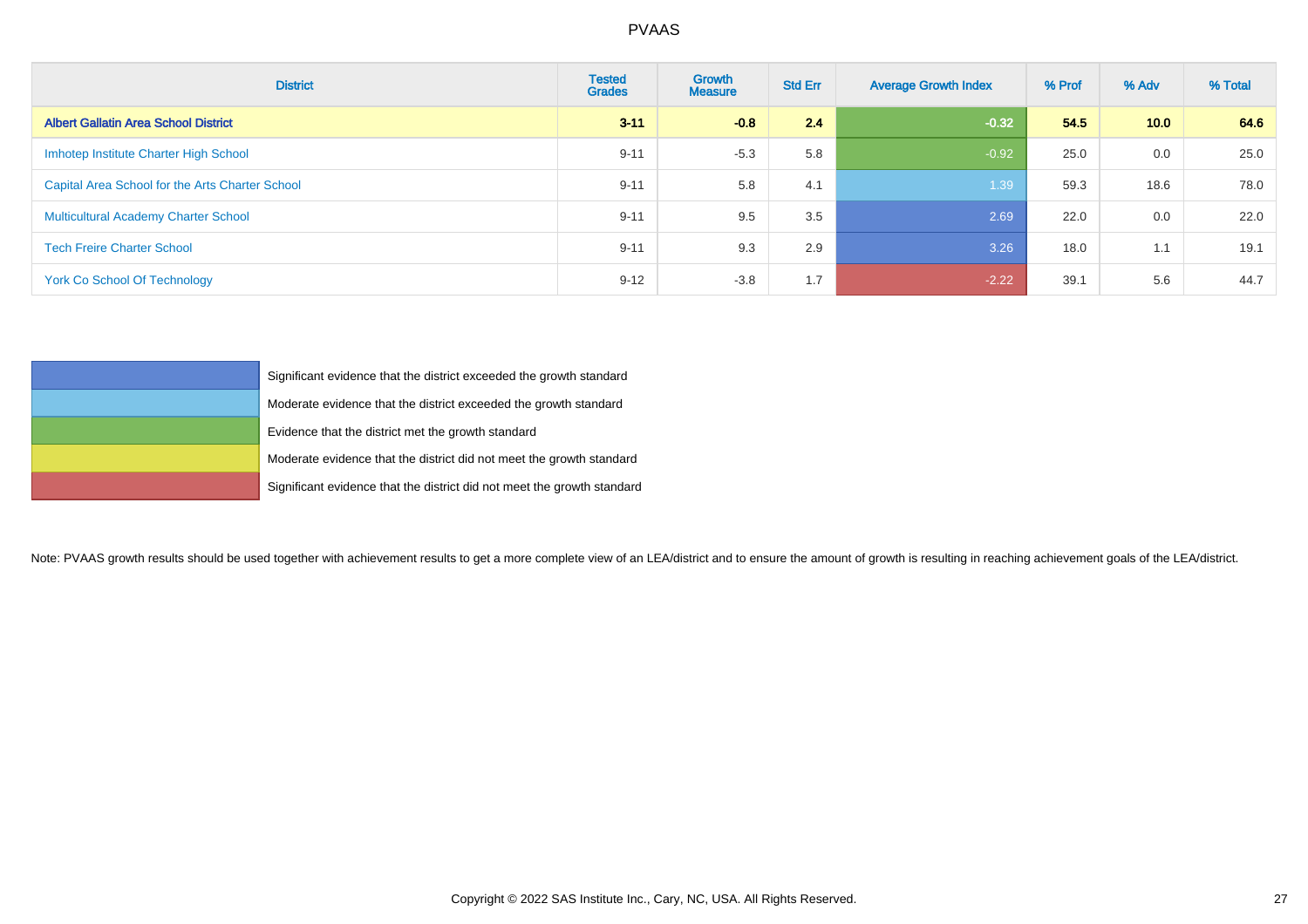# PVAAS

| District | Tested Grades | Growth Measure | Std Err | Average Growth Index | % Prof | % Adv | % Total |
|---|---|---|---|---|---|---|---|
| **Albert Gallatin Area School District** | **3-11** | **-0.8** | **2.4** | **-0.32** | **54.5** | **10.0** | **64.6** |
| Imhotep Institute Charter High School | 9-11 | -5.3 | 5.8 | -0.92 | 25.0 | 0.0 | 25.0 |
| Capital Area School for the Arts Charter School | 9-11 | 5.8 | 4.1 | 1.39 | 59.3 | 18.6 | 78.0 |
| Multicultural Academy Charter School | 9-11 | 9.5 | 3.5 | 2.69 | 22.0 | 0.0 | 22.0 |
| Tech Freire Charter School | 9-11 | 9.3 | 2.9 | 3.26 | 18.0 | 1.1 | 19.1 |
| York Co School Of Technology | 9-12 | -3.8 | 1.7 | -2.22 | 39.1 | 5.6 | 44.7 |

Significant evidence that the district exceeded the growth standard

Moderate evidence that the district exceeded the growth standard

Evidence that the district met the growth standard

Moderate evidence that the district did not meet the growth standard

Significant evidence that the district did not meet the growth standard

Note: PVAAS growth results should be used together with achievement results to get a more complete view of an LEA/district and to ensure the amount of growth is resulting in reaching achievement goals of the LEA/district.

Copyright © 2022 SAS Institute Inc., Cary, NC, USA. All Rights Reserved.